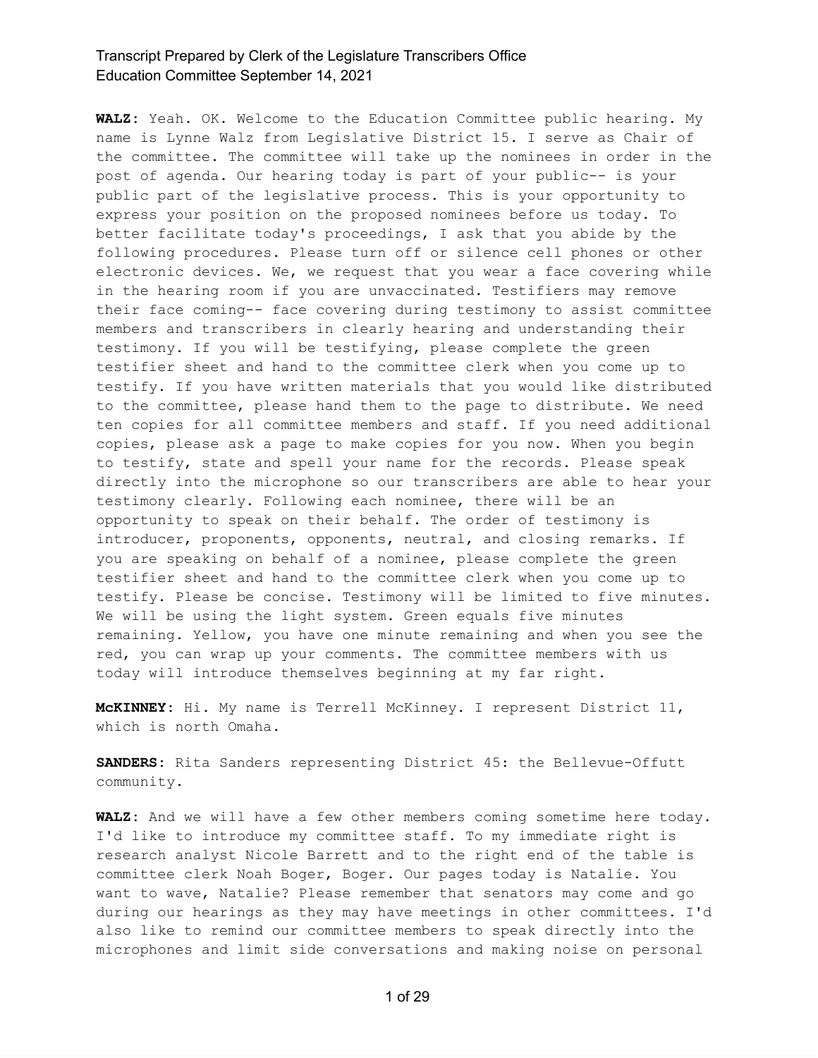**WALZ:** Yeah. OK. Welcome to the Education Committee public hearing. My name is Lynne Walz from Legislative District 15. I serve as Chair of the committee. The committee will take up the nominees in order in the post of agenda. Our hearing today is part of your public-- is your public part of the legislative process. This is your opportunity to express your position on the proposed nominees before us today. To better facilitate today's proceedings, I ask that you abide by the following procedures. Please turn off or silence cell phones or other electronic devices. We, we request that you wear a face covering while in the hearing room if you are unvaccinated. Testifiers may remove their face coming-- face covering during testimony to assist committee members and transcribers in clearly hearing and understanding their testimony. If you will be testifying, please complete the green testifier sheet and hand to the committee clerk when you come up to testify. If you have written materials that you would like distributed to the committee, please hand them to the page to distribute. We need ten copies for all committee members and staff. If you need additional copies, please ask a page to make copies for you now. When you begin to testify, state and spell your name for the records. Please speak directly into the microphone so our transcribers are able to hear your testimony clearly. Following each nominee, there will be an opportunity to speak on their behalf. The order of testimony is introducer, proponents, opponents, neutral, and closing remarks. If you are speaking on behalf of a nominee, please complete the green testifier sheet and hand to the committee clerk when you come up to testify. Please be concise. Testimony will be limited to five minutes. We will be using the light system. Green equals five minutes remaining. Yellow, you have one minute remaining and when you see the red, you can wrap up your comments. The committee members with us today will introduce themselves beginning at my far right.

**McKINNEY:** Hi. My name is Terrell McKinney. I represent District 11, which is north Omaha.

**SANDERS:** Rita Sanders representing District 45: the Bellevue-Offutt community.

**WALZ:** And we will have a few other members coming sometime here today. I'd like to introduce my committee staff. To my immediate right is research analyst Nicole Barrett and to the right end of the table is committee clerk Noah Boger, Boger. Our pages today is Natalie. You want to wave, Natalie? Please remember that senators may come and go during our hearings as they may have meetings in other committees. I'd also like to remind our committee members to speak directly into the microphones and limit side conversations and making noise on personal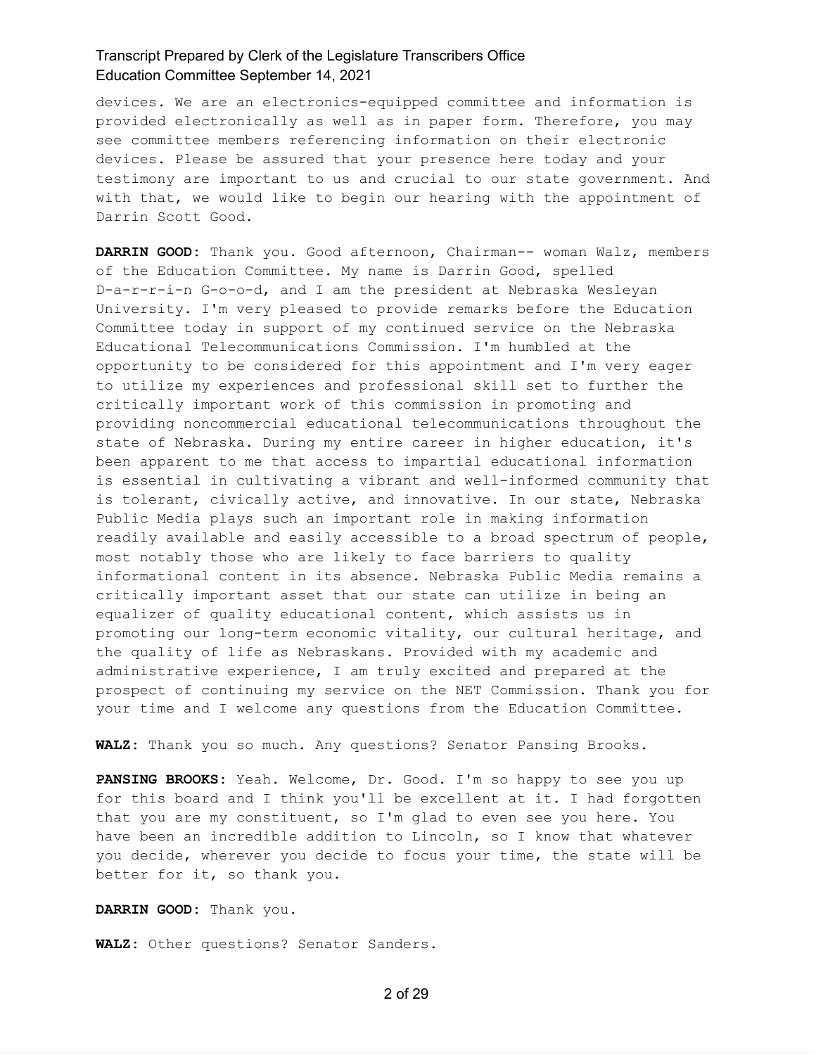devices. We are an electronics-equipped committee and information is provided electronically as well as in paper form. Therefore, you may see committee members referencing information on their electronic devices. Please be assured that your presence here today and your testimony are important to us and crucial to our state government. And with that, we would like to begin our hearing with the appointment of Darrin Scott Good.

**DARRIN GOOD:** Thank you. Good afternoon, Chairman-- woman Walz, members of the Education Committee. My name is Darrin Good, spelled D-a-r-r-i-n G-o-o-d, and I am the president at Nebraska Wesleyan University. I'm very pleased to provide remarks before the Education Committee today in support of my continued service on the Nebraska Educational Telecommunications Commission. I'm humbled at the opportunity to be considered for this appointment and I'm very eager to utilize my experiences and professional skill set to further the critically important work of this commission in promoting and providing noncommercial educational telecommunications throughout the state of Nebraska. During my entire career in higher education, it's been apparent to me that access to impartial educational information is essential in cultivating a vibrant and well-informed community that is tolerant, civically active, and innovative. In our state, Nebraska Public Media plays such an important role in making information readily available and easily accessible to a broad spectrum of people, most notably those who are likely to face barriers to quality informational content in its absence. Nebraska Public Media remains a critically important asset that our state can utilize in being an equalizer of quality educational content, which assists us in promoting our long-term economic vitality, our cultural heritage, and the quality of life as Nebraskans. Provided with my academic and administrative experience, I am truly excited and prepared at the prospect of continuing my service on the NET Commission. Thank you for your time and I welcome any questions from the Education Committee.

**WALZ:** Thank you so much. Any questions? Senator Pansing Brooks.

**PANSING BROOKS:** Yeah. Welcome, Dr. Good. I'm so happy to see you up for this board and I think you'll be excellent at it. I had forgotten that you are my constituent, so I'm glad to even see you here. You have been an incredible addition to Lincoln, so I know that whatever you decide, wherever you decide to focus your time, the state will be better for it, so thank you.

**DARRIN GOOD:** Thank you.

**WALZ:** Other questions? Senator Sanders.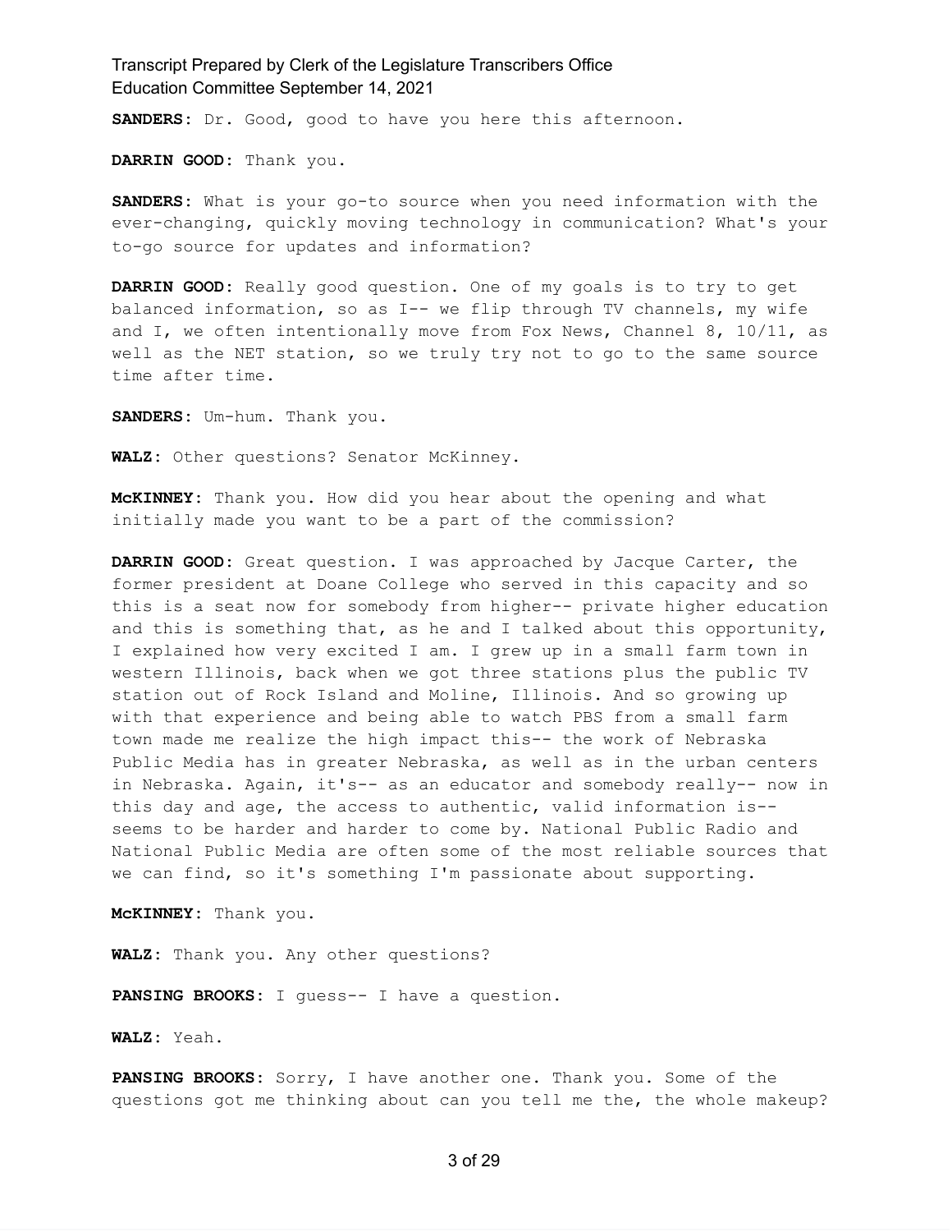**SANDERS:** Dr. Good, good to have you here this afternoon.

**DARRIN GOOD:** Thank you.

**SANDERS:** What is your go-to source when you need information with the ever-changing, quickly moving technology in communication? What's your to-go source for updates and information?

**DARRIN GOOD:** Really good question. One of my goals is to try to get balanced information, so as I-- we flip through TV channels, my wife and I, we often intentionally move from Fox News, Channel 8, 10/11, as well as the NET station, so we truly try not to go to the same source time after time.

**SANDERS:** Um-hum. Thank you.

**WALZ:** Other questions? Senator McKinney.

**McKINNEY:** Thank you. How did you hear about the opening and what initially made you want to be a part of the commission?

**DARRIN GOOD:** Great question. I was approached by Jacque Carter, the former president at Doane College who served in this capacity and so this is a seat now for somebody from higher-- private higher education and this is something that, as he and I talked about this opportunity, I explained how very excited I am. I grew up in a small farm town in western Illinois, back when we got three stations plus the public TV station out of Rock Island and Moline, Illinois. And so growing up with that experience and being able to watch PBS from a small farm town made me realize the high impact this-- the work of Nebraska Public Media has in greater Nebraska, as well as in the urban centers in Nebraska. Again, it's-- as an educator and somebody really-- now in this day and age, the access to authentic, valid information is-- seems to be harder and harder to come by. National Public Radio and National Public Media are often some of the most reliable sources that we can find, so it's something I'm passionate about supporting.

**McKINNEY:** Thank you.

**WALZ:** Thank you. Any other questions?

**PANSING BROOKS:** I guess-- I have a question.

**WALZ:** Yeah.

**PANSING BROOKS:** Sorry, I have another one. Thank you. Some of the questions got me thinking about can you tell me the, the whole makeup?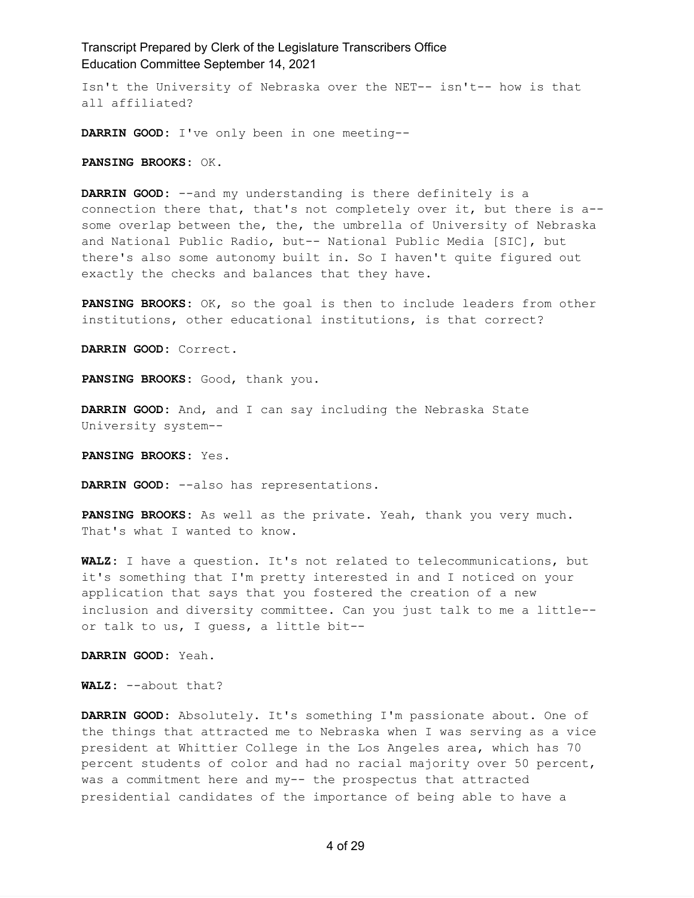Isn't the University of Nebraska over the NET-- isn't-- how is that all affiliated?

**DARRIN GOOD:** I've only been in one meeting--

**PANSING BROOKS:** OK.

**DARRIN GOOD:** --and my understanding is there definitely is a connection there that, that's not completely over it, but there is a-- some overlap between the, the, the umbrella of University of Nebraska and National Public Radio, but-- National Public Media [SIC], but there's also some autonomy built in. So I haven't quite figured out exactly the checks and balances that they have.

**PANSING BROOKS:** OK, so the goal is then to include leaders from other institutions, other educational institutions, is that correct?

**DARRIN GOOD:** Correct.

**PANSING BROOKS:** Good, thank you.

**DARRIN GOOD:** And, and I can say including the Nebraska State University system--

**PANSING BROOKS:** Yes.

**DARRIN GOOD:** --also has representations.

**PANSING BROOKS:** As well as the private. Yeah, thank you very much. That's what I wanted to know.

**WALZ:** I have a question. It's not related to telecommunications, but it's something that I'm pretty interested in and I noticed on your application that says that you fostered the creation of a new inclusion and diversity committee. Can you just talk to me a little-- or talk to us, I guess, a little bit--

**DARRIN GOOD:** Yeah.

**WALZ:** --about that?

**DARRIN GOOD:** Absolutely. It's something I'm passionate about. One of the things that attracted me to Nebraska when I was serving as a vice president at Whittier College in the Los Angeles area, which has 70 percent students of color and had no racial majority over 50 percent, was a commitment here and my-- the prospectus that attracted presidential candidates of the importance of being able to have a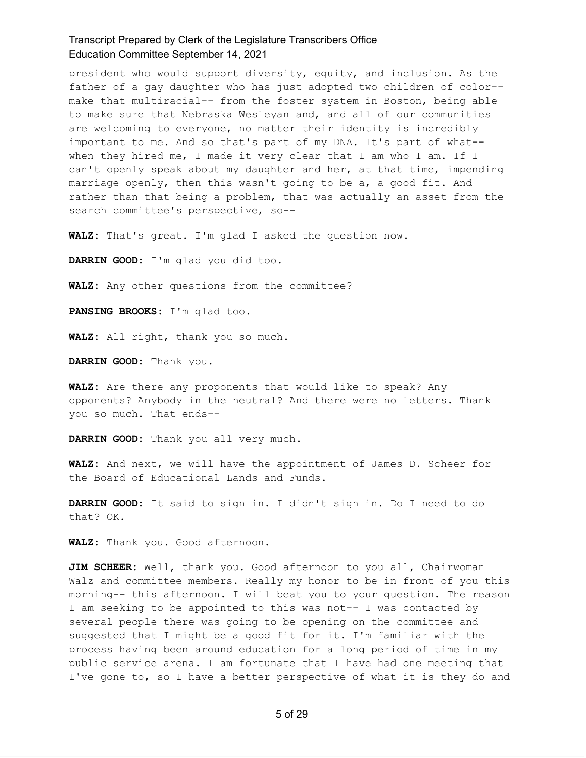president who would support diversity, equity, and inclusion. As the father of a gay daughter who has just adopted two children of color-- make that multiracial-- from the foster system in Boston, being able to make sure that Nebraska Wesleyan and, and all of our communities are welcoming to everyone, no matter their identity is incredibly important to me. And so that's part of my DNA. It's part of what-- when they hired me, I made it very clear that I am who I am. If I can't openly speak about my daughter and her, at that time, impending marriage openly, then this wasn't going to be a, a good fit. And rather than that being a problem, that was actually an asset from the search committee's perspective, so--

**WALZ:** That's great. I'm glad I asked the question now.

**DARRIN GOOD:** I'm glad you did too.

**WALZ:** Any other questions from the committee?

**PANSING BROOKS:** I'm glad too.

**WALZ:** All right, thank you so much.

**DARRIN GOOD:** Thank you.

**WALZ:** Are there any proponents that would like to speak? Any opponents? Anybody in the neutral? And there were no letters. Thank you so much. That ends--

**DARRIN GOOD:** Thank you all very much.

**WALZ:** And next, we will have the appointment of James D. Scheer for the Board of Educational Lands and Funds.

**DARRIN GOOD:** It said to sign in. I didn't sign in. Do I need to do that? OK.

**WALZ:** Thank you. Good afternoon.

**JIM SCHEER:** Well, thank you. Good afternoon to you all, Chairwoman Walz and committee members. Really my honor to be in front of you this morning-- this afternoon. I will beat you to your question. The reason I am seeking to be appointed to this was not-- I was contacted by several people there was going to be opening on the committee and suggested that I might be a good fit for it. I'm familiar with the process having been around education for a long period of time in my public service arena. I am fortunate that I have had one meeting that I've gone to, so I have a better perspective of what it is they do and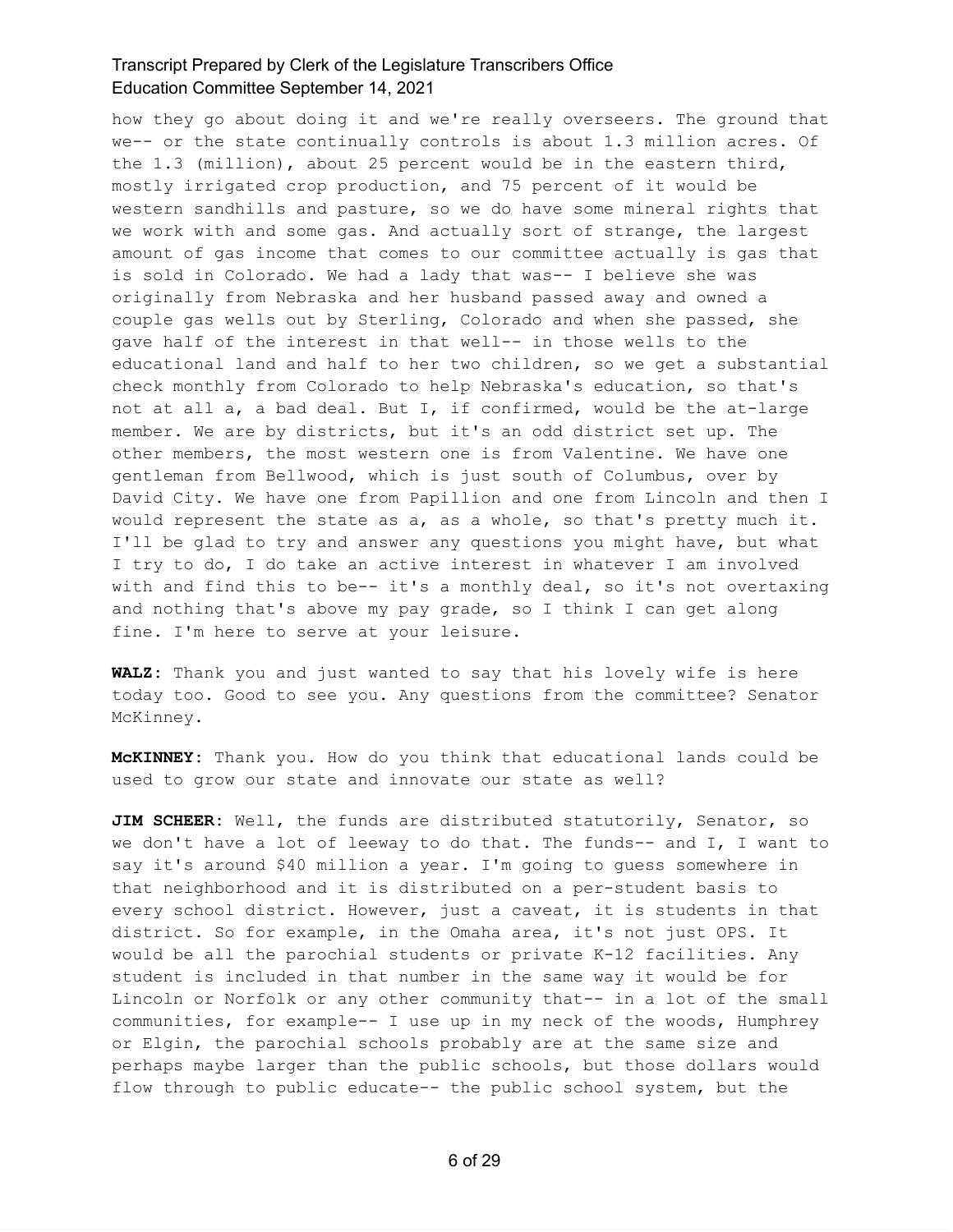how they go about doing it and we're really overseers. The ground that we-- or the state continually controls is about 1.3 million acres. Of the 1.3 (million), about 25 percent would be in the eastern third, mostly irrigated crop production, and 75 percent of it would be western sandhills and pasture, so we do have some mineral rights that we work with and some gas. And actually sort of strange, the largest amount of gas income that comes to our committee actually is gas that is sold in Colorado. We had a lady that was-- I believe she was originally from Nebraska and her husband passed away and owned a couple gas wells out by Sterling, Colorado and when she passed, she gave half of the interest in that well-- in those wells to the educational land and half to her two children, so we get a substantial check monthly from Colorado to help Nebraska's education, so that's not at all a, a bad deal. But I, if confirmed, would be the at-large member. We are by districts, but it's an odd district set up. The other members, the most western one is from Valentine. We have one gentleman from Bellwood, which is just south of Columbus, over by David City. We have one from Papillion and one from Lincoln and then I would represent the state as a, as a whole, so that's pretty much it. I'll be glad to try and answer any questions you might have, but what I try to do, I do take an active interest in whatever I am involved with and find this to be-- it's a monthly deal, so it's not overtaxing and nothing that's above my pay grade, so I think I can get along fine. I'm here to serve at your leisure.

**WALZ:** Thank you and just wanted to say that his lovely wife is here today too. Good to see you. Any questions from the committee? Senator McKinney.

**McKINNEY:** Thank you. How do you think that educational lands could be used to grow our state and innovate our state as well?

**JIM SCHEER:** Well, the funds are distributed statutorily, Senator, so we don't have a lot of leeway to do that. The funds-- and I, I want to say it's around $40 million a year. I'm going to guess somewhere in that neighborhood and it is distributed on a per-student basis to every school district. However, just a caveat, it is students in that district. So for example, in the Omaha area, it's not just OPS. It would be all the parochial students or private K-12 facilities. Any student is included in that number in the same way it would be for Lincoln or Norfolk or any other community that-- in a lot of the small communities, for example-- I use up in my neck of the woods, Humphrey or Elgin, the parochial schools probably are at the same size and perhaps maybe larger than the public schools, but those dollars would flow through to public educate-- the public school system, but the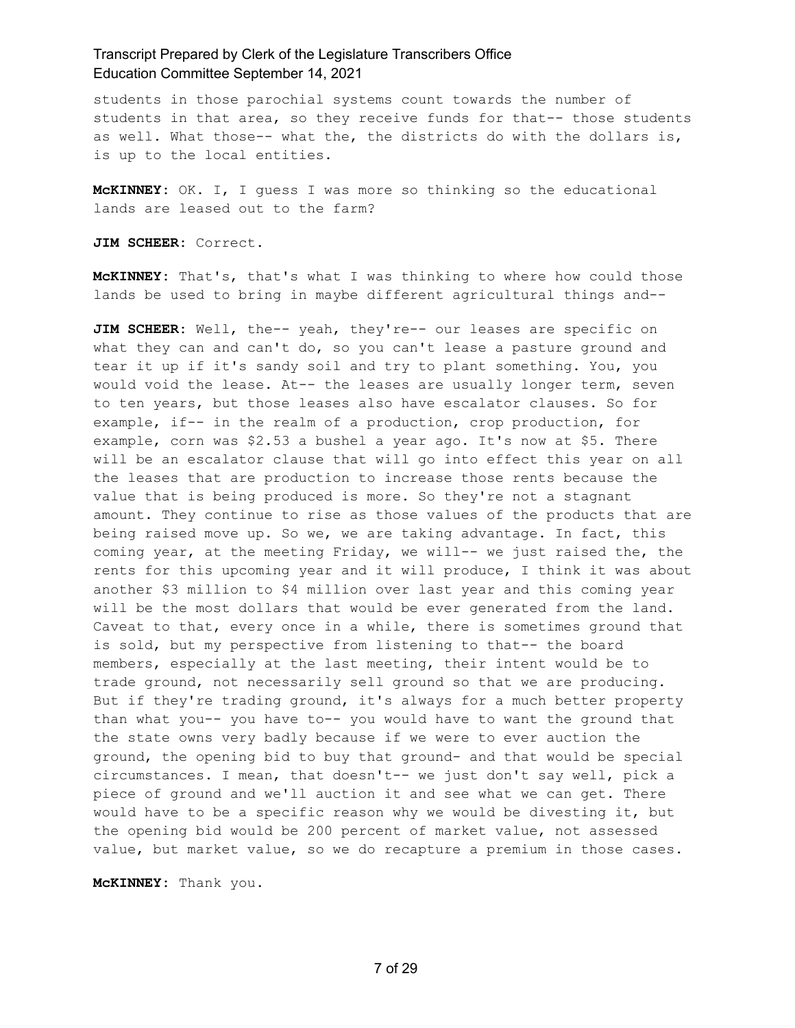students in those parochial systems count towards the number of students in that area, so they receive funds for that-- those students as well. What those-- what the, the districts do with the dollars is, is up to the local entities.

**McKINNEY:** OK. I, I guess I was more so thinking so the educational lands are leased out to the farm?

**JIM SCHEER:** Correct.

**McKINNEY:** That's, that's what I was thinking to where how could those lands be used to bring in maybe different agricultural things and--

**JIM SCHEER:** Well, the-- yeah, they're-- our leases are specific on what they can and can't do, so you can't lease a pasture ground and tear it up if it's sandy soil and try to plant something. You, you would void the lease. At-- the leases are usually longer term, seven to ten years, but those leases also have escalator clauses. So for example, if-- in the realm of a production, crop production, for example, corn was $2.53 a bushel a year ago. It's now at $5. There will be an escalator clause that will go into effect this year on all the leases that are production to increase those rents because the value that is being produced is more. So they're not a stagnant amount. They continue to rise as those values of the products that are being raised move up. So we, we are taking advantage. In fact, this coming year, at the meeting Friday, we will-- we just raised the, the rents for this upcoming year and it will produce, I think it was about another $3 million to $4 million over last year and this coming year will be the most dollars that would be ever generated from the land. Caveat to that, every once in a while, there is sometimes ground that is sold, but my perspective from listening to that-- the board members, especially at the last meeting, their intent would be to trade ground, not necessarily sell ground so that we are producing. But if they're trading ground, it's always for a much better property than what you-- you have to-- you would have to want the ground that the state owns very badly because if we were to ever auction the ground, the opening bid to buy that ground- and that would be special circumstances. I mean, that doesn't-- we just don't say well, pick a piece of ground and we'll auction it and see what we can get. There would have to be a specific reason why we would be divesting it, but the opening bid would be 200 percent of market value, not assessed value, but market value, so we do recapture a premium in those cases.

**McKINNEY:** Thank you.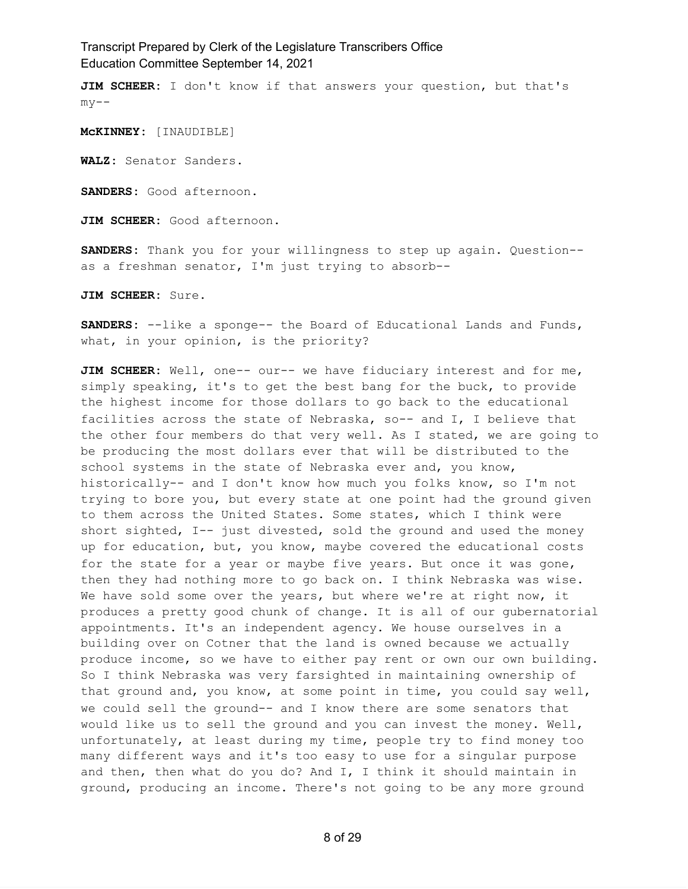**JIM SCHEER:** I don't know if that answers your question, but that's my--

**McKINNEY:** [INAUDIBLE]

**WALZ:** Senator Sanders.

**SANDERS:** Good afternoon.

**JIM SCHEER:** Good afternoon.

**SANDERS:** Thank you for your willingness to step up again. Question-- as a freshman senator, I'm just trying to absorb--

**JIM SCHEER:** Sure.

**SANDERS:** --like a sponge-- the Board of Educational Lands and Funds, what, in your opinion, is the priority?

**JIM SCHEER:** Well, one-- our-- we have fiduciary interest and for me, simply speaking, it's to get the best bang for the buck, to provide the highest income for those dollars to go back to the educational facilities across the state of Nebraska, so-- and I, I believe that the other four members do that very well. As I stated, we are going to be producing the most dollars ever that will be distributed to the school systems in the state of Nebraska ever and, you know, historically-- and I don't know how much you folks know, so I'm not trying to bore you, but every state at one point had the ground given to them across the United States. Some states, which I think were short sighted, I-- just divested, sold the ground and used the money up for education, but, you know, maybe covered the educational costs for the state for a year or maybe five years. But once it was gone, then they had nothing more to go back on. I think Nebraska was wise. We have sold some over the years, but where we're at right now, it produces a pretty good chunk of change. It is all of our gubernatorial appointments. It's an independent agency. We house ourselves in a building over on Cotner that the land is owned because we actually produce income, so we have to either pay rent or own our own building. So I think Nebraska was very farsighted in maintaining ownership of that ground and, you know, at some point in time, you could say well, we could sell the ground-- and I know there are some senators that would like us to sell the ground and you can invest the money. Well, unfortunately, at least during my time, people try to find money too many different ways and it's too easy to use for a singular purpose and then, then what do you do? And I, I think it should maintain in ground, producing an income. There's not going to be any more ground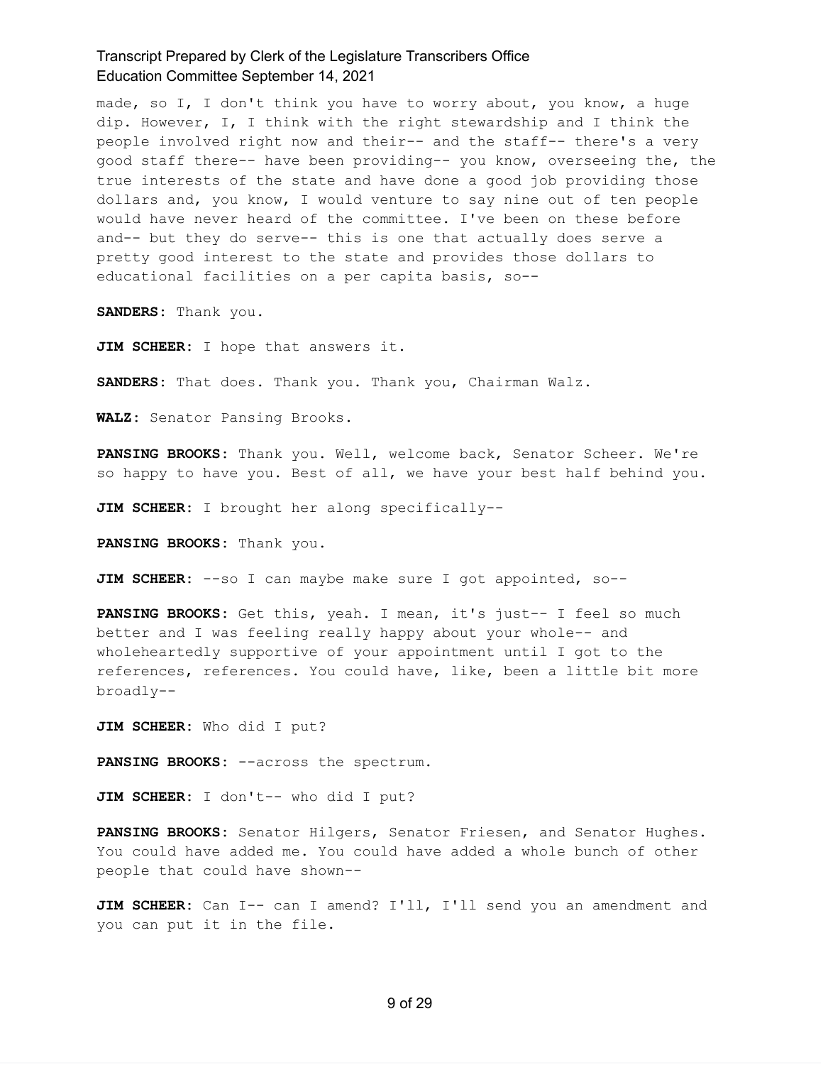made, so I, I don't think you have to worry about, you know, a huge dip. However, I, I think with the right stewardship and I think the people involved right now and their-- and the staff-- there's a very good staff there-- have been providing-- you know, overseeing the, the true interests of the state and have done a good job providing those dollars and, you know, I would venture to say nine out of ten people would have never heard of the committee. I've been on these before and-- but they do serve-- this is one that actually does serve a pretty good interest to the state and provides those dollars to educational facilities on a per capita basis, so--

**SANDERS:** Thank you.

**JIM SCHEER:** I hope that answers it.

**SANDERS:** That does. Thank you. Thank you, Chairman Walz.

**WALZ:** Senator Pansing Brooks.

**PANSING BROOKS:** Thank you. Well, welcome back, Senator Scheer. We're so happy to have you. Best of all, we have your best half behind you.

**JIM SCHEER:** I brought her along specifically--

**PANSING BROOKS:** Thank you.

**JIM SCHEER:** --so I can maybe make sure I got appointed, so--

**PANSING BROOKS:** Get this, yeah. I mean, it's just-- I feel so much better and I was feeling really happy about your whole-- and wholeheartedly supportive of your appointment until I got to the references, references. You could have, like, been a little bit more broadly--

**JIM SCHEER:** Who did I put?

**PANSING BROOKS:** --across the spectrum.

**JIM SCHEER:** I don't-- who did I put?

**PANSING BROOKS:** Senator Hilgers, Senator Friesen, and Senator Hughes. You could have added me. You could have added a whole bunch of other people that could have shown--

**JIM SCHEER:** Can I-- can I amend? I'll, I'll send you an amendment and you can put it in the file.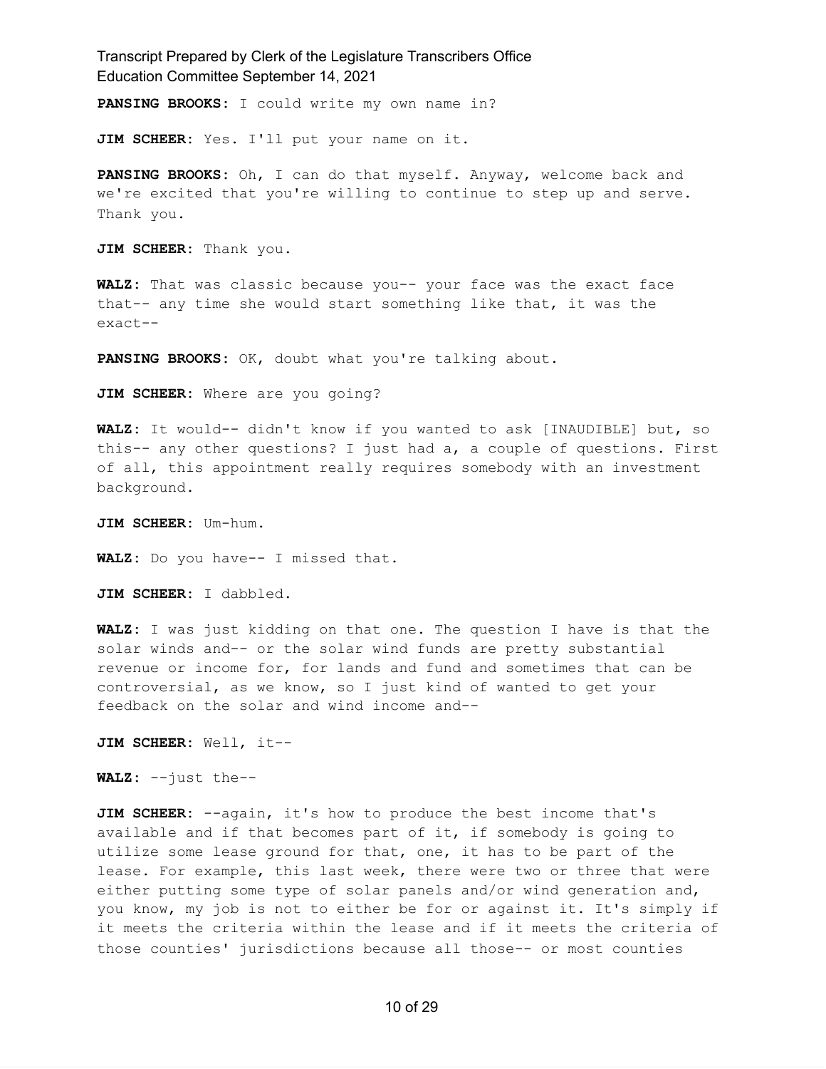**PANSING BROOKS:** I could write my own name in?

**JIM SCHEER:** Yes. I'll put your name on it.

**PANSING BROOKS:** Oh, I can do that myself. Anyway, welcome back and we're excited that you're willing to continue to step up and serve. Thank you.

**JIM SCHEER:** Thank you.

**WALZ:** That was classic because you-- your face was the exact face that-- any time she would start something like that, it was the exact--

**PANSING BROOKS:** OK, doubt what you're talking about.

**JIM SCHEER:** Where are you going?

**WALZ:** It would-- didn't know if you wanted to ask [INAUDIBLE] but, so this-- any other questions? I just had a, a couple of questions. First of all, this appointment really requires somebody with an investment background.

**JIM SCHEER:** Um-hum.

**WALZ:** Do you have-- I missed that.

**JIM SCHEER:** I dabbled.

**WALZ:** I was just kidding on that one. The question I have is that the solar winds and-- or the solar wind funds are pretty substantial revenue or income for, for lands and fund and sometimes that can be controversial, as we know, so I just kind of wanted to get your feedback on the solar and wind income and--

**JIM SCHEER:** Well, it--

**WALZ:** --just the--

**JIM SCHEER:** --again, it's how to produce the best income that's available and if that becomes part of it, if somebody is going to utilize some lease ground for that, one, it has to be part of the lease. For example, this last week, there were two or three that were either putting some type of solar panels and/or wind generation and, you know, my job is not to either be for or against it. It's simply if it meets the criteria within the lease and if it meets the criteria of those counties' jurisdictions because all those-- or most counties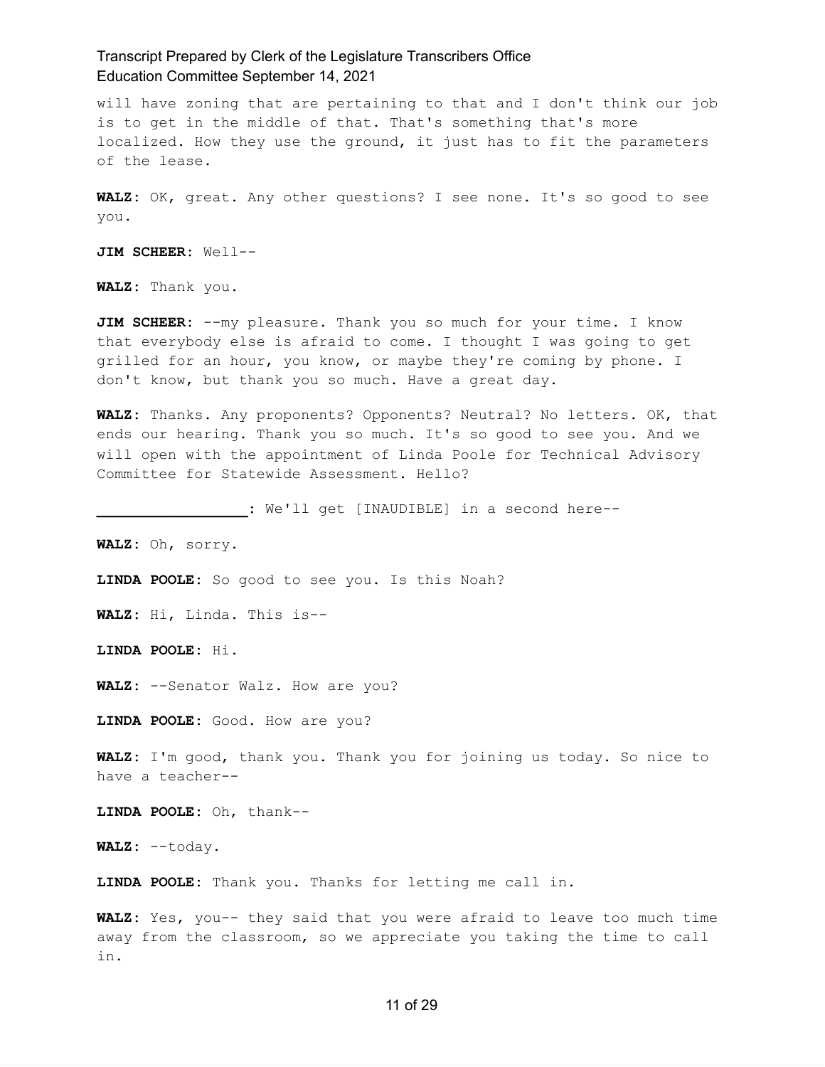will have zoning that are pertaining to that and I don't think our job is to get in the middle of that. That's something that's more localized. How they use the ground, it just has to fit the parameters of the lease.

**WALZ:** OK, great. Any other questions? I see none. It's so good to see you.

**JIM SCHEER:** Well--

**WALZ:** Thank you.

**JIM SCHEER:** --my pleasure. Thank you so much for your time. I know that everybody else is afraid to come. I thought I was going to get grilled for an hour, you know, or maybe they're coming by phone. I don't know, but thank you so much. Have a great day.

**WALZ:** Thanks. Any proponents? Opponents? Neutral? No letters. OK, that ends our hearing. Thank you so much. It's so good to see you. And we will open with the appointment of Linda Poole for Technical Advisory Committee for Statewide Assessment. Hello?

**_________________:** We'll get [INAUDIBLE] in a second here--

**WALZ:** Oh, sorry.

**LINDA POOLE:** So good to see you. Is this Noah?

**WALZ:** Hi, Linda. This is--

**LINDA POOLE:** Hi.

**WALZ:** --Senator Walz. How are you?

**LINDA POOLE:** Good. How are you?

**WALZ:** I'm good, thank you. Thank you for joining us today. So nice to have a teacher--

**LINDA POOLE:** Oh, thank--

**WALZ:** --today.

**LINDA POOLE:** Thank you. Thanks for letting me call in.

**WALZ:** Yes, you-- they said that you were afraid to leave too much time away from the classroom, so we appreciate you taking the time to call in.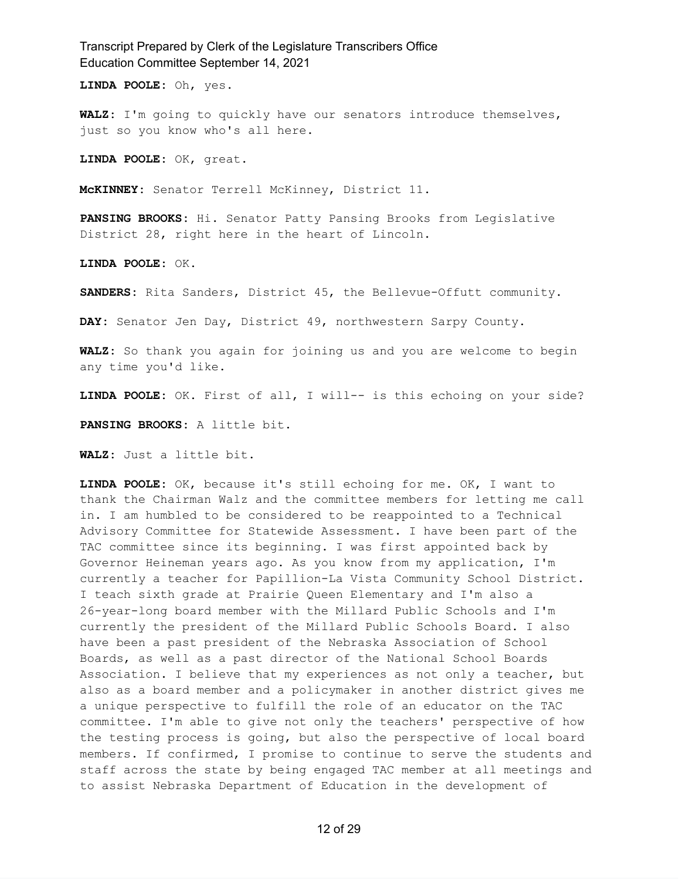**LINDA POOLE:** Oh, yes.

**WALZ:** I'm going to quickly have our senators introduce themselves, just so you know who's all here.

**LINDA POOLE:** OK, great.

**McKINNEY:** Senator Terrell McKinney, District 11.

**PANSING BROOKS:** Hi. Senator Patty Pansing Brooks from Legislative District 28, right here in the heart of Lincoln.

**LINDA POOLE:** OK.

**SANDERS:** Rita Sanders, District 45, the Bellevue-Offutt community.

**DAY:** Senator Jen Day, District 49, northwestern Sarpy County.

**WALZ:** So thank you again for joining us and you are welcome to begin any time you'd like.

**LINDA POOLE:** OK. First of all, I will-- is this echoing on your side?

**PANSING BROOKS:** A little bit.

**WALZ:** Just a little bit.

**LINDA POOLE:** OK, because it's still echoing for me. OK, I want to thank the Chairman Walz and the committee members for letting me call in. I am humbled to be considered to be reappointed to a Technical Advisory Committee for Statewide Assessment. I have been part of the TAC committee since its beginning. I was first appointed back by Governor Heineman years ago. As you know from my application, I'm currently a teacher for Papillion-La Vista Community School District. I teach sixth grade at Prairie Queen Elementary and I'm also a 26-year-long board member with the Millard Public Schools and I'm currently the president of the Millard Public Schools Board. I also have been a past president of the Nebraska Association of School Boards, as well as a past director of the National School Boards Association. I believe that my experiences as not only a teacher, but also as a board member and a policymaker in another district gives me a unique perspective to fulfill the role of an educator on the TAC committee. I'm able to give not only the teachers' perspective of how the testing process is going, but also the perspective of local board members. If confirmed, I promise to continue to serve the students and staff across the state by being engaged TAC member at all meetings and to assist Nebraska Department of Education in the development of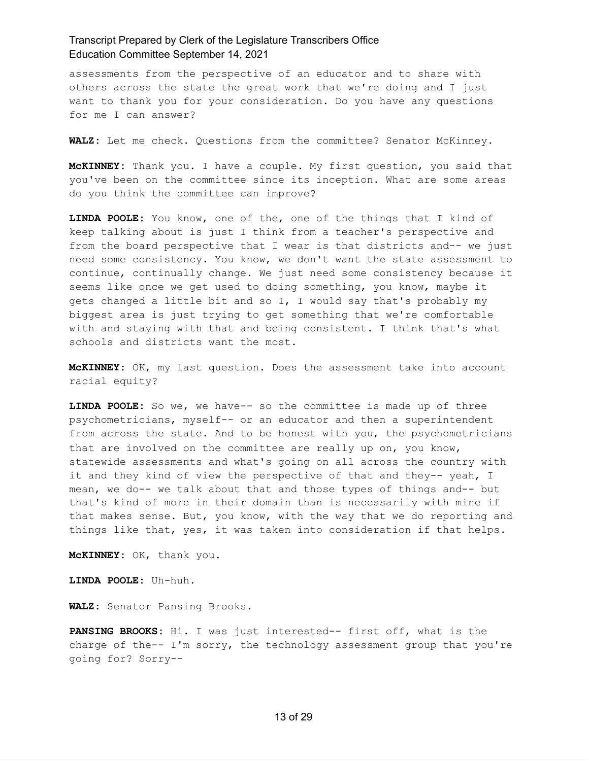assessments from the perspective of an educator and to share with others across the state the great work that we're doing and I just want to thank you for your consideration. Do you have any questions for me I can answer?

**WALZ:** Let me check. Questions from the committee? Senator McKinney.

**McKINNEY:** Thank you. I have a couple. My first question, you said that you've been on the committee since its inception. What are some areas do you think the committee can improve?

**LINDA POOLE:** You know, one of the, one of the things that I kind of keep talking about is just I think from a teacher's perspective and from the board perspective that I wear is that districts and-- we just need some consistency. You know, we don't want the state assessment to continue, continually change. We just need some consistency because it seems like once we get used to doing something, you know, maybe it gets changed a little bit and so I, I would say that's probably my biggest area is just trying to get something that we're comfortable with and staying with that and being consistent. I think that's what schools and districts want the most.

**McKINNEY:** OK, my last question. Does the assessment take into account racial equity?

**LINDA POOLE:** So we, we have-- so the committee is made up of three psychometricians, myself-- or an educator and then a superintendent from across the state. And to be honest with you, the psychometricians that are involved on the committee are really up on, you know, statewide assessments and what's going on all across the country with it and they kind of view the perspective of that and they-- yeah, I mean, we do-- we talk about that and those types of things and-- but that's kind of more in their domain than is necessarily with mine if that makes sense. But, you know, with the way that we do reporting and things like that, yes, it was taken into consideration if that helps.

**McKINNEY:** OK, thank you.

**LINDA POOLE:** Uh-huh.

**WALZ:** Senator Pansing Brooks.

**PANSING BROOKS:** Hi. I was just interested-- first off, what is the charge of the-- I'm sorry, the technology assessment group that you're going for? Sorry--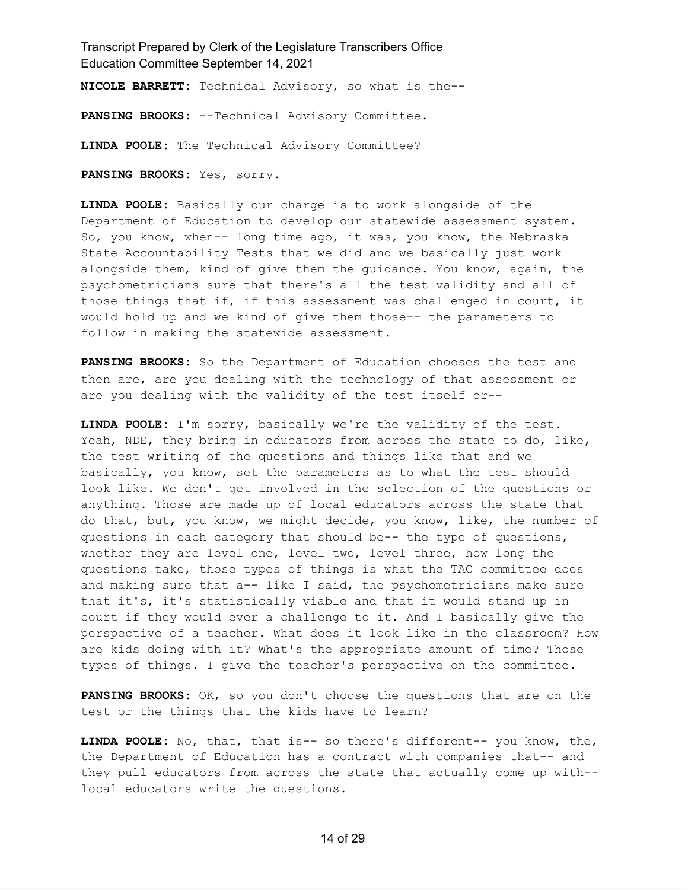**NICOLE BARRETT:** Technical Advisory, so what is the--

**PANSING BROOKS:** --Technical Advisory Committee.

**LINDA POOLE:** The Technical Advisory Committee?

**PANSING BROOKS:** Yes, sorry.

**LINDA POOLE:** Basically our charge is to work alongside of the Department of Education to develop our statewide assessment system. So, you know, when-- long time ago, it was, you know, the Nebraska State Accountability Tests that we did and we basically just work alongside them, kind of give them the guidance. You know, again, the psychometricians sure that there's all the test validity and all of those things that if, if this assessment was challenged in court, it would hold up and we kind of give them those-- the parameters to follow in making the statewide assessment.

**PANSING BROOKS:** So the Department of Education chooses the test and then are, are you dealing with the technology of that assessment or are you dealing with the validity of the test itself or--

**LINDA POOLE:** I'm sorry, basically we're the validity of the test. Yeah, NDE, they bring in educators from across the state to do, like, the test writing of the questions and things like that and we basically, you know, set the parameters as to what the test should look like. We don't get involved in the selection of the questions or anything. Those are made up of local educators across the state that do that, but, you know, we might decide, you know, like, the number of questions in each category that should be-- the type of questions, whether they are level one, level two, level three, how long the questions take, those types of things is what the TAC committee does and making sure that a-- like I said, the psychometricians make sure that it's, it's statistically viable and that it would stand up in court if they would ever a challenge to it. And I basically give the perspective of a teacher. What does it look like in the classroom? How are kids doing with it? What's the appropriate amount of time? Those types of things. I give the teacher's perspective on the committee.

**PANSING BROOKS:** OK, so you don't choose the questions that are on the test or the things that the kids have to learn?

**LINDA POOLE:** No, that, that is-- so there's different-- you know, the, the Department of Education has a contract with companies that-- and they pull educators from across the state that actually come up with-- local educators write the questions.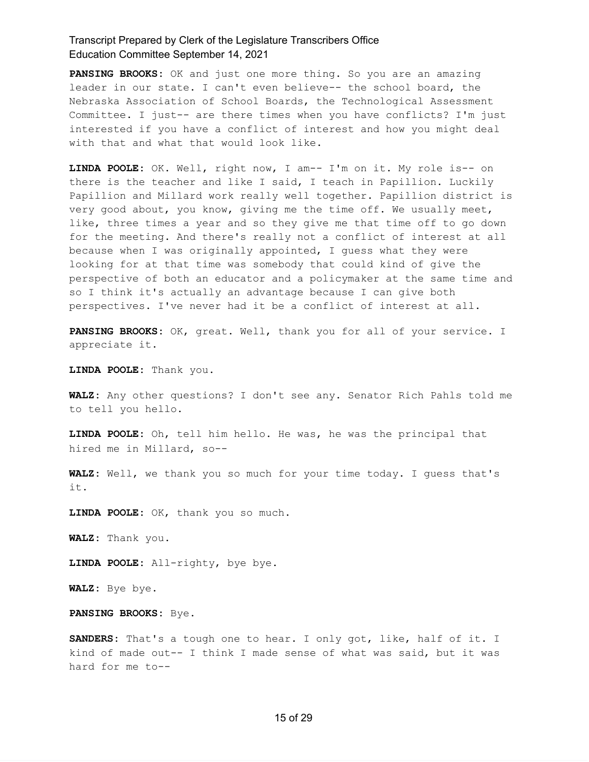**PANSING BROOKS:** OK and just one more thing. So you are an amazing leader in our state. I can't even believe-- the school board, the Nebraska Association of School Boards, the Technological Assessment Committee. I just-- are there times when you have conflicts? I'm just interested if you have a conflict of interest and how you might deal with that and what that would look like.

**LINDA POOLE:** OK. Well, right now, I am-- I'm on it. My role is-- on there is the teacher and like I said, I teach in Papillion. Luckily Papillion and Millard work really well together. Papillion district is very good about, you know, giving me the time off. We usually meet, like, three times a year and so they give me that time off to go down for the meeting. And there's really not a conflict of interest at all because when I was originally appointed, I guess what they were looking for at that time was somebody that could kind of give the perspective of both an educator and a policymaker at the same time and so I think it's actually an advantage because I can give both perspectives. I've never had it be a conflict of interest at all.

**PANSING BROOKS:** OK, great. Well, thank you for all of your service. I appreciate it.

**LINDA POOLE:** Thank you.

**WALZ:** Any other questions? I don't see any. Senator Rich Pahls told me to tell you hello.

**LINDA POOLE:** Oh, tell him hello. He was, he was the principal that hired me in Millard, so--

**WALZ:** Well, we thank you so much for your time today. I guess that's it.

**LINDA POOLE:** OK, thank you so much.

**WALZ:** Thank you.

**LINDA POOLE:** All-righty, bye bye.

**WALZ:** Bye bye.

**PANSING BROOKS:** Bye.

**SANDERS:** That's a tough one to hear. I only got, like, half of it. I kind of made out-- I think I made sense of what was said, but it was hard for me to--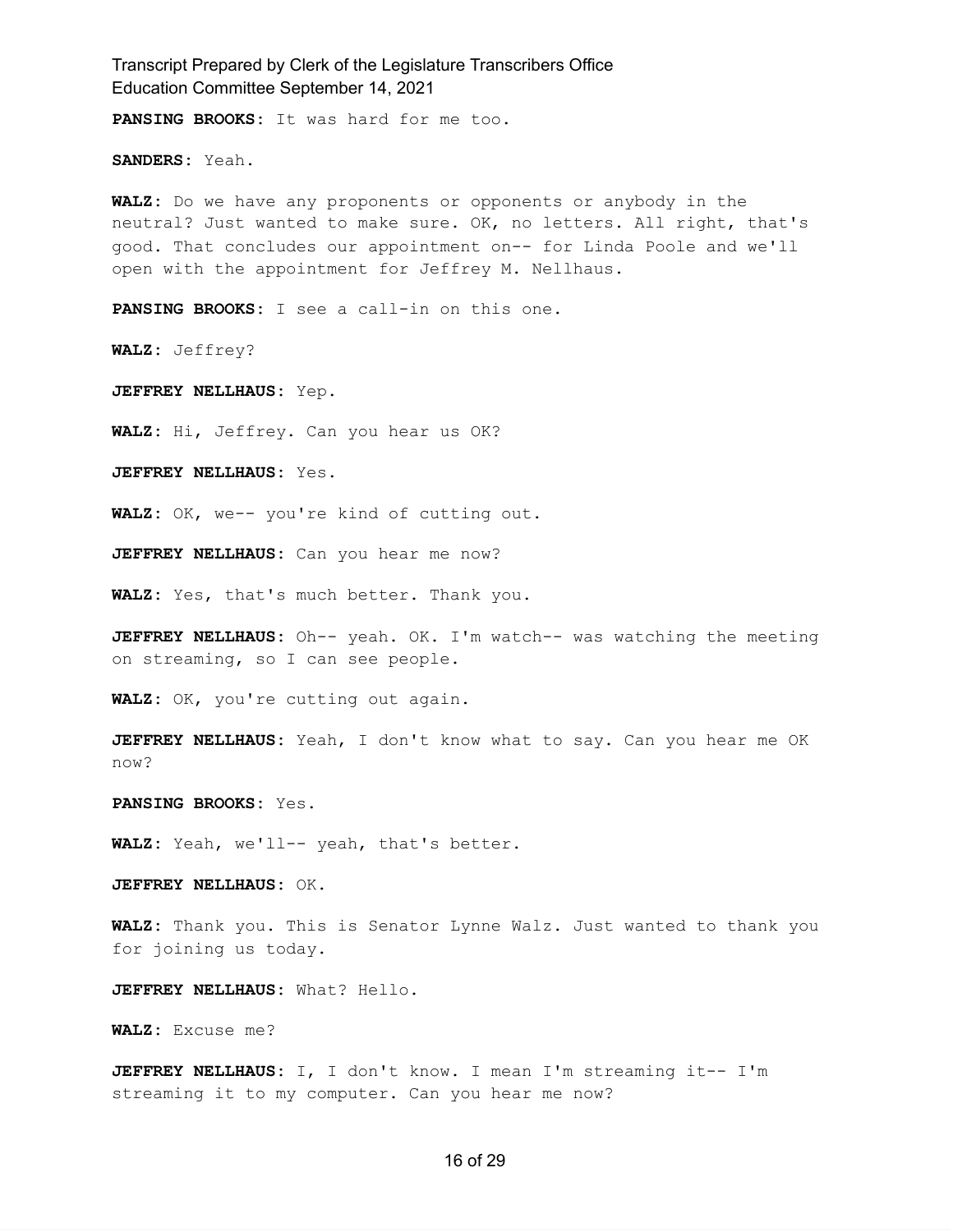**PANSING BROOKS:** It was hard for me too.

**SANDERS:** Yeah.

**WALZ:** Do we have any proponents or opponents or anybody in the neutral? Just wanted to make sure. OK, no letters. All right, that's good. That concludes our appointment on-- for Linda Poole and we'll open with the appointment for Jeffrey M. Nellhaus.

**PANSING BROOKS:** I see a call-in on this one.

**WALZ:** Jeffrey?

**JEFFREY NELLHAUS:** Yep.

**WALZ:** Hi, Jeffrey. Can you hear us OK?

**JEFFREY NELLHAUS:** Yes.

**WALZ:** OK, we-- you're kind of cutting out.

**JEFFREY NELLHAUS:** Can you hear me now?

**WALZ:** Yes, that's much better. Thank you.

**JEFFREY NELLHAUS:** Oh-- yeah. OK. I'm watch-- was watching the meeting on streaming, so I can see people.

**WALZ:** OK, you're cutting out again.

**JEFFREY NELLHAUS:** Yeah, I don't know what to say. Can you hear me OK now?

**PANSING BROOKS:** Yes.

**WALZ:** Yeah, we'll-- yeah, that's better.

**JEFFREY NELLHAUS:** OK.

**WALZ:** Thank you. This is Senator Lynne Walz. Just wanted to thank you for joining us today.

**JEFFREY NELLHAUS:** What? Hello.

**WALZ:** Excuse me?

**JEFFREY NELLHAUS:** I, I don't know. I mean I'm streaming it-- I'm streaming it to my computer. Can you hear me now?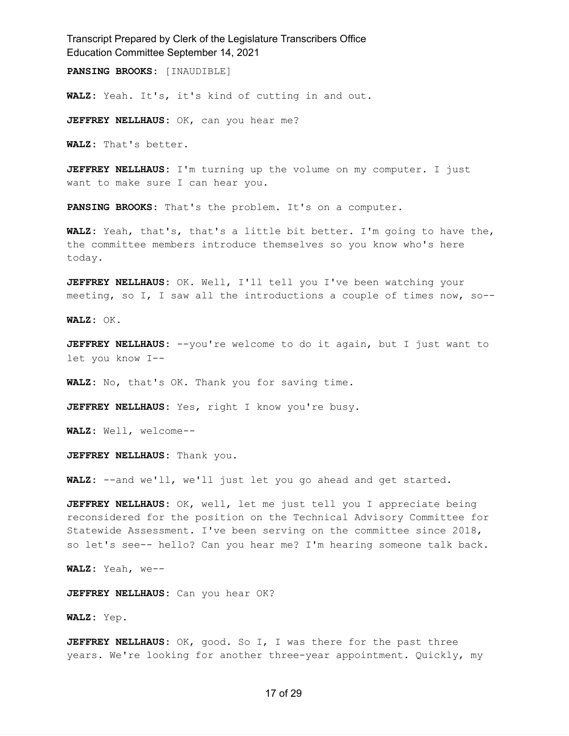**PANSING BROOKS:** [INAUDIBLE]

**WALZ:** Yeah. It's, it's kind of cutting in and out.

**JEFFREY NELLHAUS:** OK, can you hear me?

**WALZ:** That's better.

**JEFFREY NELLHAUS:** I'm turning up the volume on my computer. I just want to make sure I can hear you.

**PANSING BROOKS:** That's the problem. It's on a computer.

**WALZ:** Yeah, that's, that's a little bit better. I'm going to have the, the committee members introduce themselves so you know who's here today.

**JEFFREY NELLHAUS:** OK. Well, I'll tell you I've been watching your meeting, so I, I saw all the introductions a couple of times now, so--

**WALZ:** OK.

**JEFFREY NELLHAUS:** --you're welcome to do it again, but I just want to let you know I--

**WALZ:** No, that's OK. Thank you for saving time.

**JEFFREY NELLHAUS:** Yes, right I know you're busy.

**WALZ:** Well, welcome--

**JEFFREY NELLHAUS:** Thank you.

**WALZ:** --and we'll, we'll just let you go ahead and get started.

**JEFFREY NELLHAUS:** OK, well, let me just tell you I appreciate being reconsidered for the position on the Technical Advisory Committee for Statewide Assessment. I've been serving on the committee since 2018, so let's see-- hello? Can you hear me? I'm hearing someone talk back.

**WALZ:** Yeah, we--

**JEFFREY NELLHAUS:** Can you hear OK?

**WALZ:** Yep.

**JEFFREY NELLHAUS:** OK, good. So I, I was there for the past three years. We're looking for another three-year appointment. Quickly, my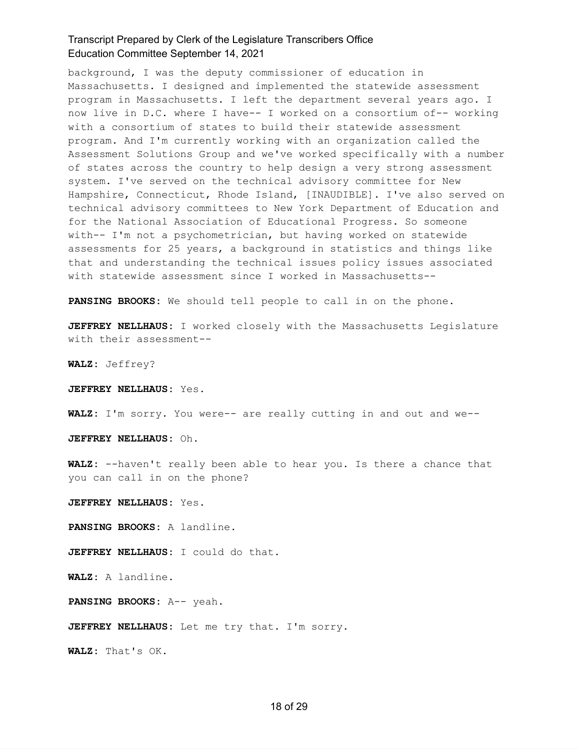background, I was the deputy commissioner of education in Massachusetts. I designed and implemented the statewide assessment program in Massachusetts. I left the department several years ago. I now live in D.C. where I have-- I worked on a consortium of-- working with a consortium of states to build their statewide assessment program. And I'm currently working with an organization called the Assessment Solutions Group and we've worked specifically with a number of states across the country to help design a very strong assessment system. I've served on the technical advisory committee for New Hampshire, Connecticut, Rhode Island, [INAUDIBLE]. I've also served on technical advisory committees to New York Department of Education and for the National Association of Educational Progress. So someone with-- I'm not a psychometrician, but having worked on statewide assessments for 25 years, a background in statistics and things like that and understanding the technical issues policy issues associated with statewide assessment since I worked in Massachusetts--

**PANSING BROOKS:** We should tell people to call in on the phone.

**JEFFREY NELLHAUS:** I worked closely with the Massachusetts Legislature with their assessment--

**WALZ:** Jeffrey?

**JEFFREY NELLHAUS:** Yes.

**WALZ:** I'm sorry. You were-- are really cutting in and out and we--

**JEFFREY NELLHAUS:** Oh.

**WALZ:** --haven't really been able to hear you. Is there a chance that you can call in on the phone?

**JEFFREY NELLHAUS:** Yes.

**PANSING BROOKS:** A landline.

**JEFFREY NELLHAUS:** I could do that.

**WALZ:** A landline.

**PANSING BROOKS:** A-- yeah.

**JEFFREY NELLHAUS:** Let me try that. I'm sorry.

**WALZ:** That's OK.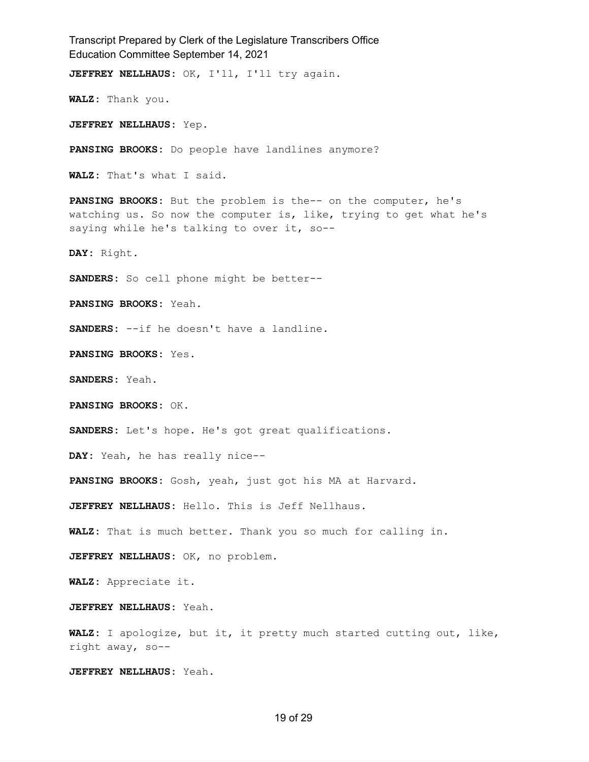**JEFFREY NELLHAUS:** OK, I'll, I'll try again.

**WALZ:** Thank you.

**JEFFREY NELLHAUS:** Yep.

**PANSING BROOKS:** Do people have landlines anymore?

**WALZ:** That's what I said.

**PANSING BROOKS:** But the problem is the-- on the computer, he's watching us. So now the computer is, like, trying to get what he's saying while he's talking to over it, so--

**DAY:** Right.

**SANDERS:** So cell phone might be better--

**PANSING BROOKS:** Yeah.

**SANDERS:** --if he doesn't have a landline.

**PANSING BROOKS:** Yes.

**SANDERS:** Yeah.

**PANSING BROOKS:** OK.

**SANDERS:** Let's hope. He's got great qualifications.

**DAY:** Yeah, he has really nice--

**PANSING BROOKS:** Gosh, yeah, just got his MA at Harvard.

**JEFFREY NELLHAUS:** Hello. This is Jeff Nellhaus.

**WALZ:** That is much better. Thank you so much for calling in.

**JEFFREY NELLHAUS:** OK, no problem.

**WALZ:** Appreciate it.

**JEFFREY NELLHAUS:** Yeah.

**WALZ:** I apologize, but it, it pretty much started cutting out, like, right away, so--

**JEFFREY NELLHAUS:** Yeah.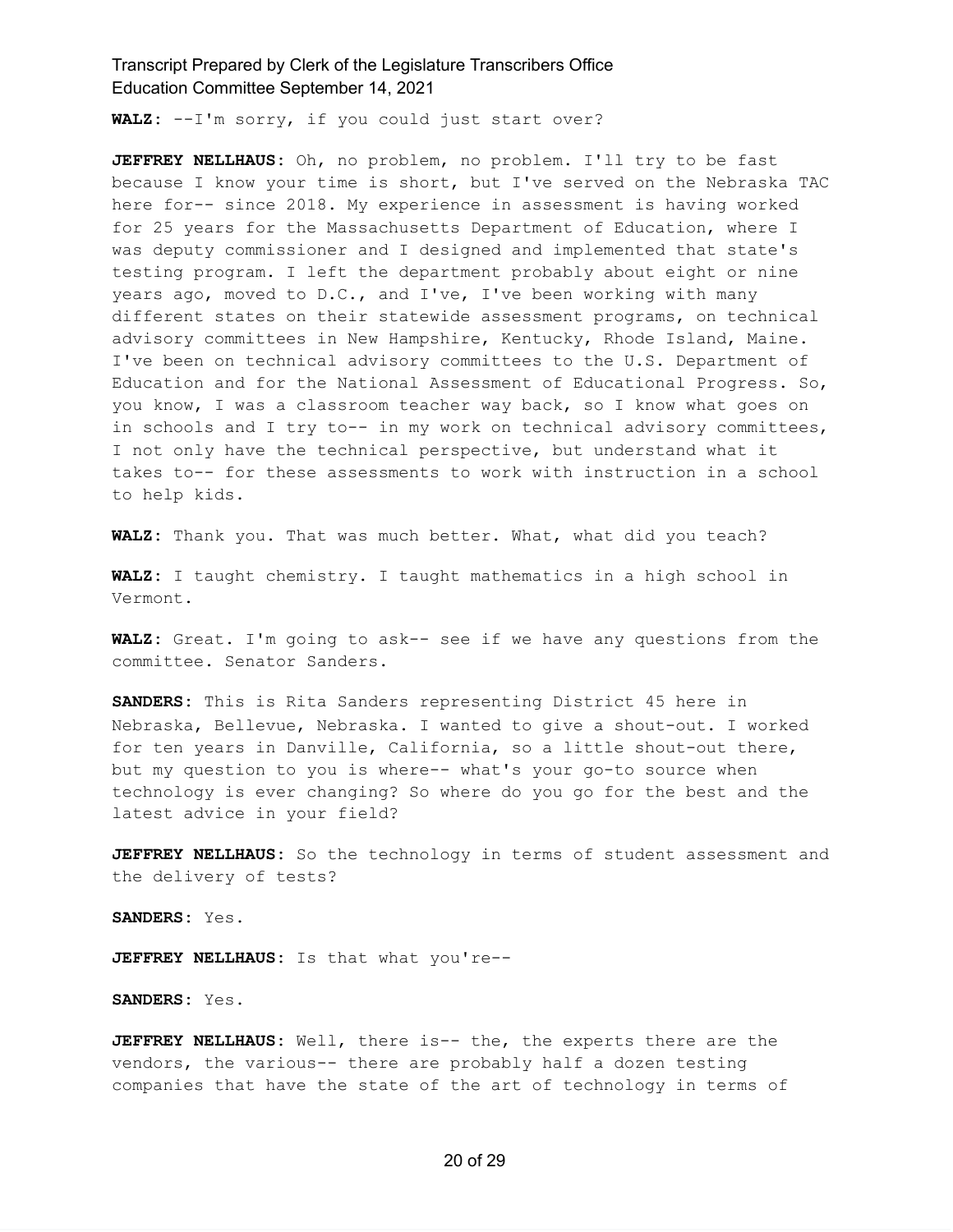**WALZ:** --I'm sorry, if you could just start over?

**JEFFREY NELLHAUS:** Oh, no problem, no problem. I'll try to be fast because I know your time is short, but I've served on the Nebraska TAC here for-- since 2018. My experience in assessment is having worked for 25 years for the Massachusetts Department of Education, where I was deputy commissioner and I designed and implemented that state's testing program. I left the department probably about eight or nine years ago, moved to D.C., and I've, I've been working with many different states on their statewide assessment programs, on technical advisory committees in New Hampshire, Kentucky, Rhode Island, Maine. I've been on technical advisory committees to the U.S. Department of Education and for the National Assessment of Educational Progress. So, you know, I was a classroom teacher way back, so I know what goes on in schools and I try to-- in my work on technical advisory committees, I not only have the technical perspective, but understand what it takes to-- for these assessments to work with instruction in a school to help kids.

**WALZ:** Thank you. That was much better. What, what did you teach?

**WALZ:** I taught chemistry. I taught mathematics in a high school in Vermont.

**WALZ:** Great. I'm going to ask-- see if we have any questions from the committee. Senator Sanders.

**SANDERS:** This is Rita Sanders representing District 45 here in Nebraska, Bellevue, Nebraska. I wanted to give a shout-out. I worked for ten years in Danville, California, so a little shout-out there, but my question to you is where-- what's your go-to source when technology is ever changing? So where do you go for the best and the latest advice in your field?

**JEFFREY NELLHAUS:** So the technology in terms of student assessment and the delivery of tests?

**SANDERS:** Yes.

**JEFFREY NELLHAUS:** Is that what you're--

**SANDERS:** Yes.

**JEFFREY NELLHAUS:** Well, there is-- the, the experts there are the vendors, the various-- there are probably half a dozen testing companies that have the state of the art of technology in terms of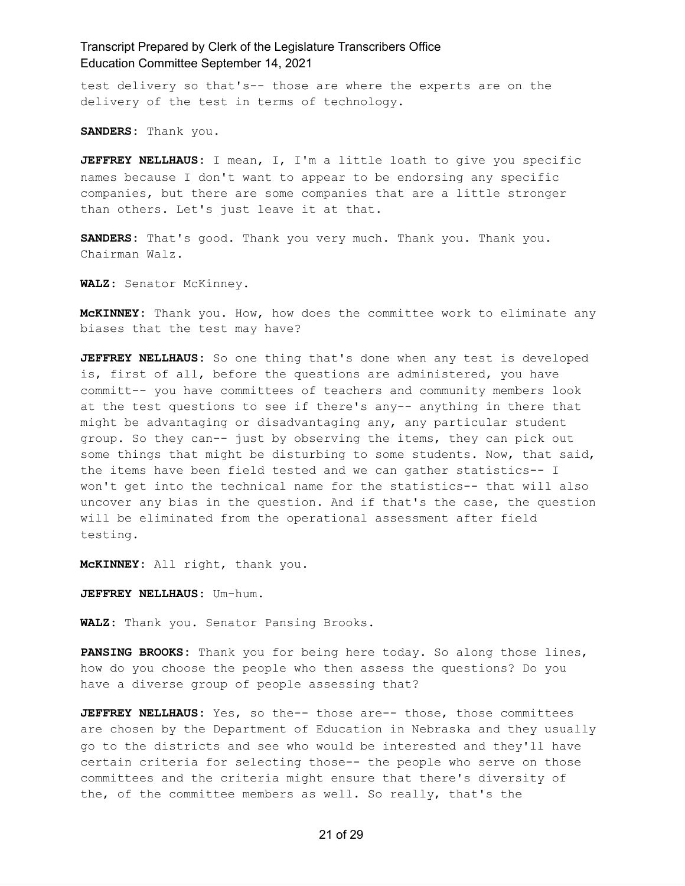test delivery so that's-- those are where the experts are on the delivery of the test in terms of technology.

**SANDERS:** Thank you.

**JEFFREY NELLHAUS:** I mean, I, I'm a little loath to give you specific names because I don't want to appear to be endorsing any specific companies, but there are some companies that are a little stronger than others. Let's just leave it at that.

**SANDERS:** That's good. Thank you very much. Thank you. Thank you. Chairman Walz.

**WALZ:** Senator McKinney.

**McKINNEY:** Thank you. How, how does the committee work to eliminate any biases that the test may have?

**JEFFREY NELLHAUS:** So one thing that's done when any test is developed is, first of all, before the questions are administered, you have committ-- you have committees of teachers and community members look at the test questions to see if there's any-- anything in there that might be advantaging or disadvantaging any, any particular student group. So they can-- just by observing the items, they can pick out some things that might be disturbing to some students. Now, that said, the items have been field tested and we can gather statistics-- I won't get into the technical name for the statistics-- that will also uncover any bias in the question. And if that's the case, the question will be eliminated from the operational assessment after field testing.

**McKINNEY:** All right, thank you.

**JEFFREY NELLHAUS:** Um-hum.

**WALZ:** Thank you. Senator Pansing Brooks.

**PANSING BROOKS:** Thank you for being here today. So along those lines, how do you choose the people who then assess the questions? Do you have a diverse group of people assessing that?

**JEFFREY NELLHAUS:** Yes, so the-- those are-- those, those committees are chosen by the Department of Education in Nebraska and they usually go to the districts and see who would be interested and they'll have certain criteria for selecting those-- the people who serve on those committees and the criteria might ensure that there's diversity of the, of the committee members as well. So really, that's the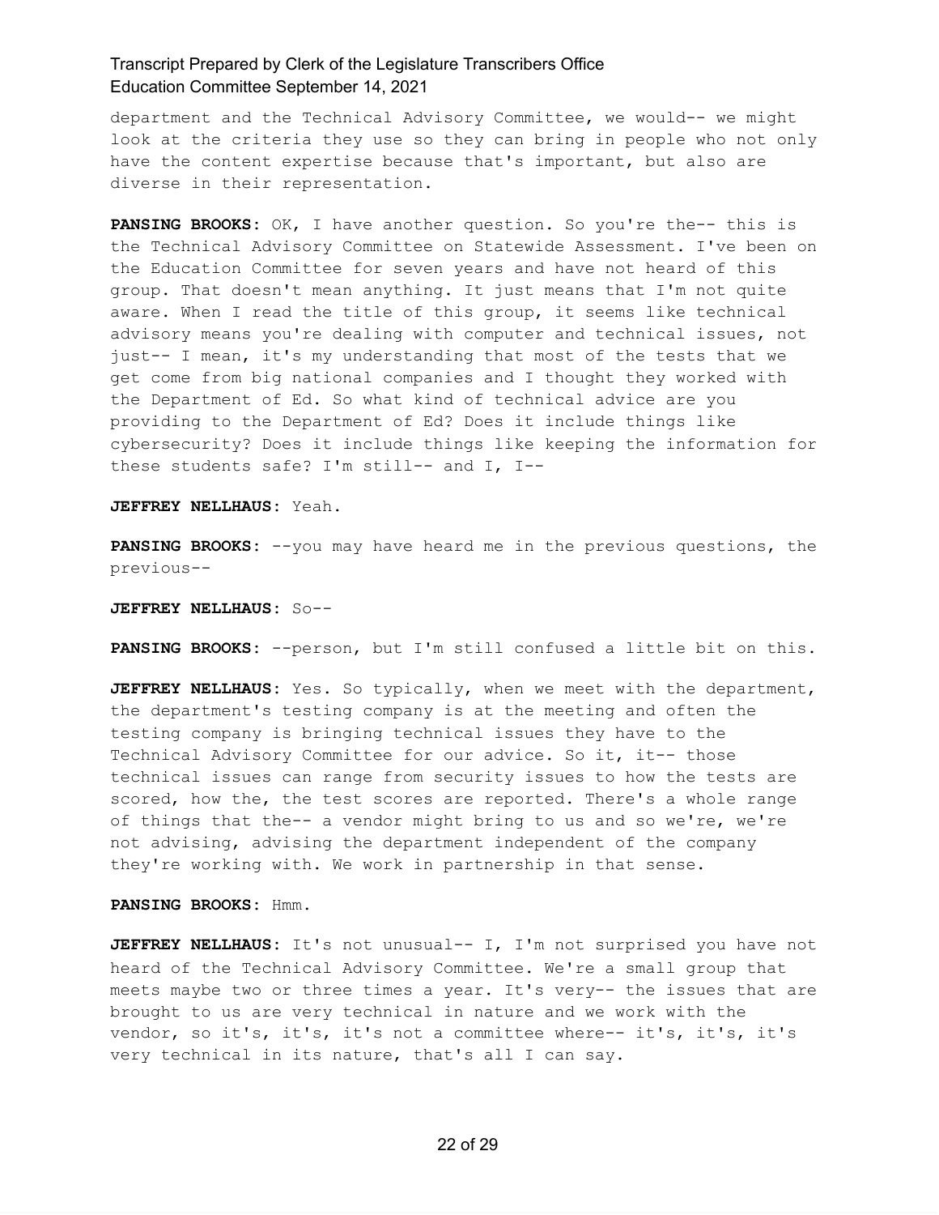department and the Technical Advisory Committee, we would-- we might look at the criteria they use so they can bring in people who not only have the content expertise because that's important, but also are diverse in their representation.

**PANSING BROOKS:** OK, I have another question. So you're the-- this is the Technical Advisory Committee on Statewide Assessment. I've been on the Education Committee for seven years and have not heard of this group. That doesn't mean anything. It just means that I'm not quite aware. When I read the title of this group, it seems like technical advisory means you're dealing with computer and technical issues, not just-- I mean, it's my understanding that most of the tests that we get come from big national companies and I thought they worked with the Department of Ed. So what kind of technical advice are you providing to the Department of Ed? Does it include things like cybersecurity? Does it include things like keeping the information for these students safe? I'm still-- and I, I--

**JEFFREY NELLHAUS:** Yeah.

**PANSING BROOKS:** --you may have heard me in the previous questions, the previous--

**JEFFREY NELLHAUS:** So--

**PANSING BROOKS:** --person, but I'm still confused a little bit on this.

**JEFFREY NELLHAUS:** Yes. So typically, when we meet with the department, the department's testing company is at the meeting and often the testing company is bringing technical issues they have to the Technical Advisory Committee for our advice. So it, it-- those technical issues can range from security issues to how the tests are scored, how the, the test scores are reported. There's a whole range of things that the-- a vendor might bring to us and so we're, we're not advising, advising the department independent of the company they're working with. We work in partnership in that sense.

**PANSING BROOKS:** Hmm.

**JEFFREY NELLHAUS:** It's not unusual-- I, I'm not surprised you have not heard of the Technical Advisory Committee. We're a small group that meets maybe two or three times a year. It's very-- the issues that are brought to us are very technical in nature and we work with the vendor, so it's, it's, it's not a committee where-- it's, it's, it's very technical in its nature, that's all I can say.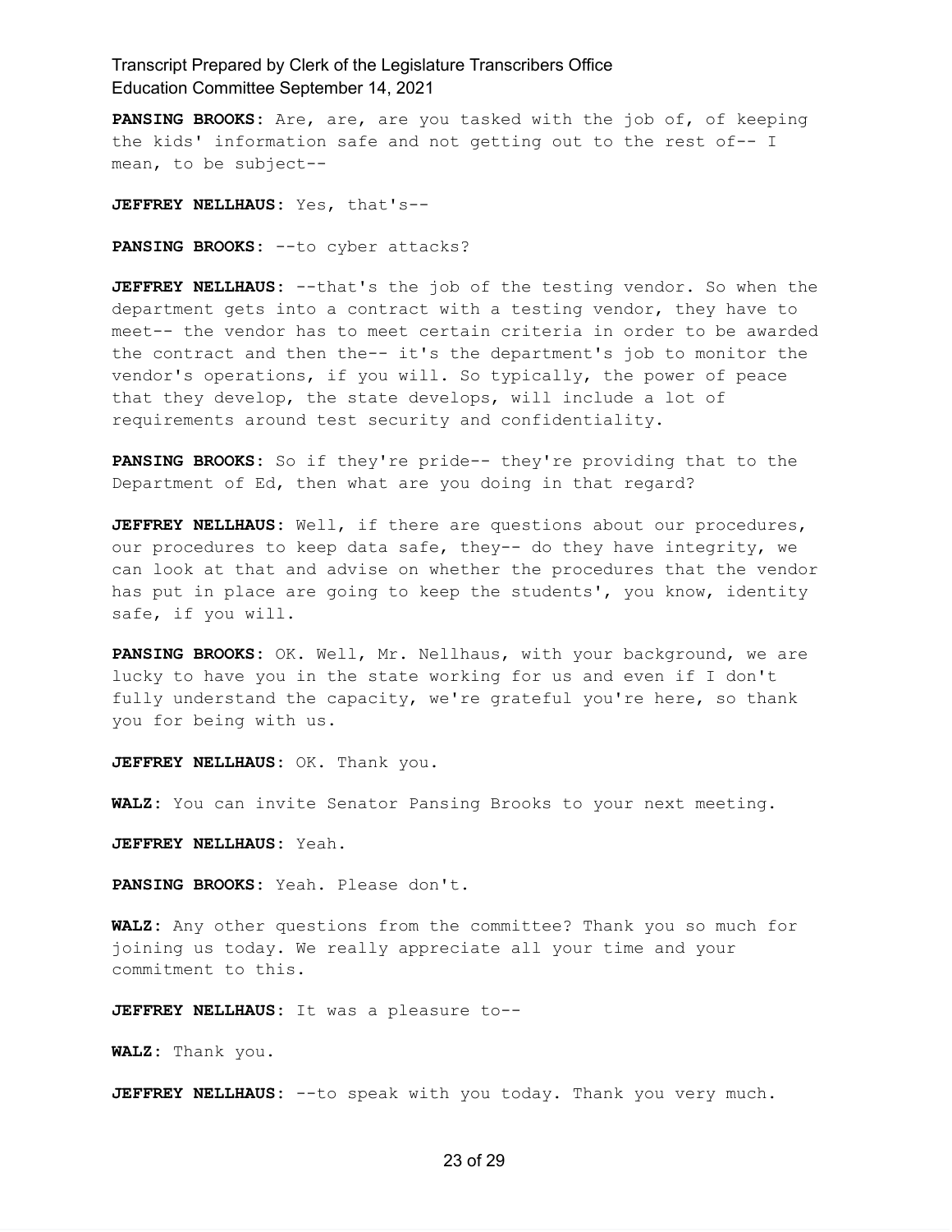**PANSING BROOKS:** Are, are, are you tasked with the job of, of keeping the kids' information safe and not getting out to the rest of-- I mean, to be subject--

**JEFFREY NELLHAUS:** Yes, that's--

**PANSING BROOKS:** --to cyber attacks?

**JEFFREY NELLHAUS:** --that's the job of the testing vendor. So when the department gets into a contract with a testing vendor, they have to meet-- the vendor has to meet certain criteria in order to be awarded the contract and then the-- it's the department's job to monitor the vendor's operations, if you will. So typically, the power of peace that they develop, the state develops, will include a lot of requirements around test security and confidentiality.

**PANSING BROOKS:** So if they're pride-- they're providing that to the Department of Ed, then what are you doing in that regard?

**JEFFREY NELLHAUS:** Well, if there are questions about our procedures, our procedures to keep data safe, they-- do they have integrity, we can look at that and advise on whether the procedures that the vendor has put in place are going to keep the students', you know, identity safe, if you will.

**PANSING BROOKS:** OK. Well, Mr. Nellhaus, with your background, we are lucky to have you in the state working for us and even if I don't fully understand the capacity, we're grateful you're here, so thank you for being with us.

**JEFFREY NELLHAUS:** OK. Thank you.

**WALZ:** You can invite Senator Pansing Brooks to your next meeting.

**JEFFREY NELLHAUS:** Yeah.

**PANSING BROOKS:** Yeah. Please don't.

**WALZ:** Any other questions from the committee? Thank you so much for joining us today. We really appreciate all your time and your commitment to this.

**JEFFREY NELLHAUS:** It was a pleasure to--

**WALZ:** Thank you.

**JEFFREY NELLHAUS:** --to speak with you today. Thank you very much.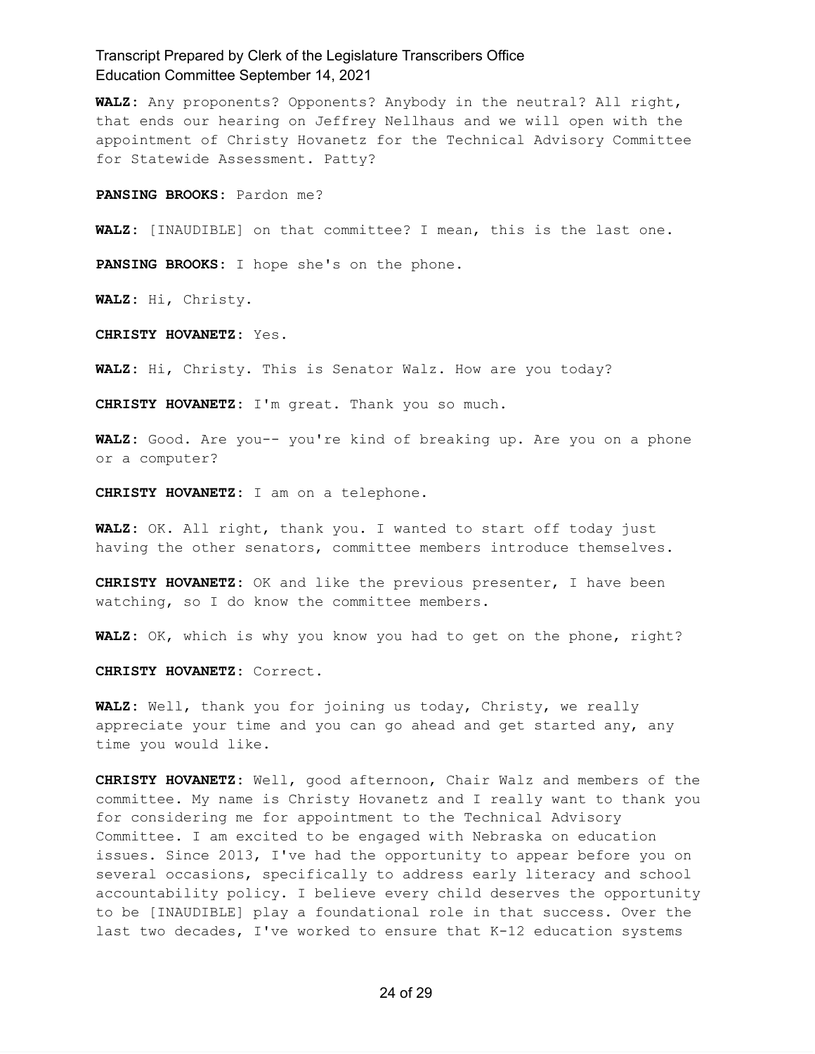**WALZ:** Any proponents? Opponents? Anybody in the neutral? All right, that ends our hearing on Jeffrey Nellhaus and we will open with the appointment of Christy Hovanetz for the Technical Advisory Committee for Statewide Assessment. Patty?

**PANSING BROOKS:** Pardon me?

**WALZ:** [INAUDIBLE] on that committee? I mean, this is the last one.

**PANSING BROOKS:** I hope she's on the phone.

**WALZ:** Hi, Christy.

**CHRISTY HOVANETZ:** Yes.

**WALZ:** Hi, Christy. This is Senator Walz. How are you today?

**CHRISTY HOVANETZ:** I'm great. Thank you so much.

**WALZ:** Good. Are you-- you're kind of breaking up. Are you on a phone or a computer?

**CHRISTY HOVANETZ:** I am on a telephone.

**WALZ:** OK. All right, thank you. I wanted to start off today just having the other senators, committee members introduce themselves.

**CHRISTY HOVANETZ:** OK and like the previous presenter, I have been watching, so I do know the committee members.

**WALZ:** OK, which is why you know you had to get on the phone, right?

**CHRISTY HOVANETZ:** Correct.

**WALZ:** Well, thank you for joining us today, Christy, we really appreciate your time and you can go ahead and get started any, any time you would like.

**CHRISTY HOVANETZ:** Well, good afternoon, Chair Walz and members of the committee. My name is Christy Hovanetz and I really want to thank you for considering me for appointment to the Technical Advisory Committee. I am excited to be engaged with Nebraska on education issues. Since 2013, I've had the opportunity to appear before you on several occasions, specifically to address early literacy and school accountability policy. I believe every child deserves the opportunity to be [INAUDIBLE] play a foundational role in that success. Over the last two decades, I've worked to ensure that K-12 education systems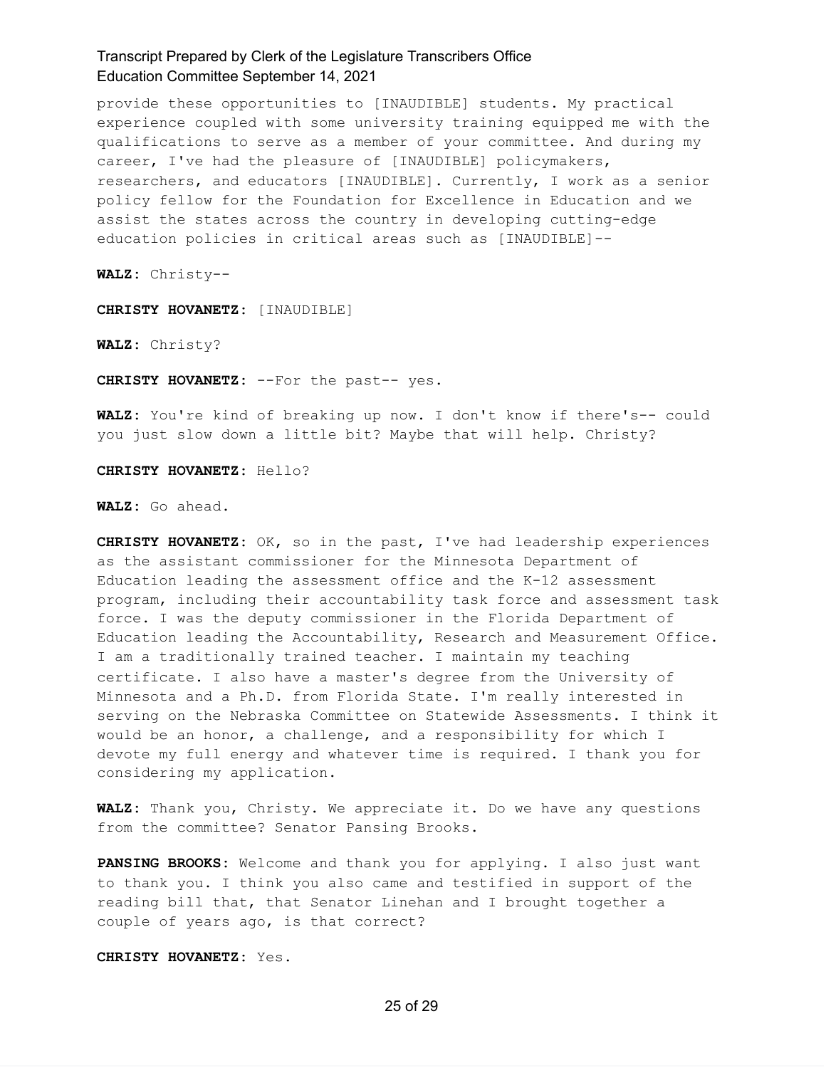provide these opportunities to [INAUDIBLE] students. My practical experience coupled with some university training equipped me with the qualifications to serve as a member of your committee. And during my career, I've had the pleasure of [INAUDIBLE] policymakers, researchers, and educators [INAUDIBLE]. Currently, I work as a senior policy fellow for the Foundation for Excellence in Education and we assist the states across the country in developing cutting-edge education policies in critical areas such as [INAUDIBLE]--

**WALZ:** Christy--

**CHRISTY HOVANETZ:** [INAUDIBLE]

**WALZ:** Christy?

**CHRISTY HOVANETZ:** --For the past-- yes.

**WALZ:** You're kind of breaking up now. I don't know if there's-- could you just slow down a little bit? Maybe that will help. Christy?

**CHRISTY HOVANETZ:** Hello?

**WALZ:** Go ahead.

**CHRISTY HOVANETZ:** OK, so in the past, I've had leadership experiences as the assistant commissioner for the Minnesota Department of Education leading the assessment office and the K-12 assessment program, including their accountability task force and assessment task force. I was the deputy commissioner in the Florida Department of Education leading the Accountability, Research and Measurement Office. I am a traditionally trained teacher. I maintain my teaching certificate. I also have a master's degree from the University of Minnesota and a Ph.D. from Florida State. I'm really interested in serving on the Nebraska Committee on Statewide Assessments. I think it would be an honor, a challenge, and a responsibility for which I devote my full energy and whatever time is required. I thank you for considering my application.

**WALZ:** Thank you, Christy. We appreciate it. Do we have any questions from the committee? Senator Pansing Brooks.

**PANSING BROOKS:** Welcome and thank you for applying. I also just want to thank you. I think you also came and testified in support of the reading bill that, that Senator Linehan and I brought together a couple of years ago, is that correct?

**CHRISTY HOVANETZ:** Yes.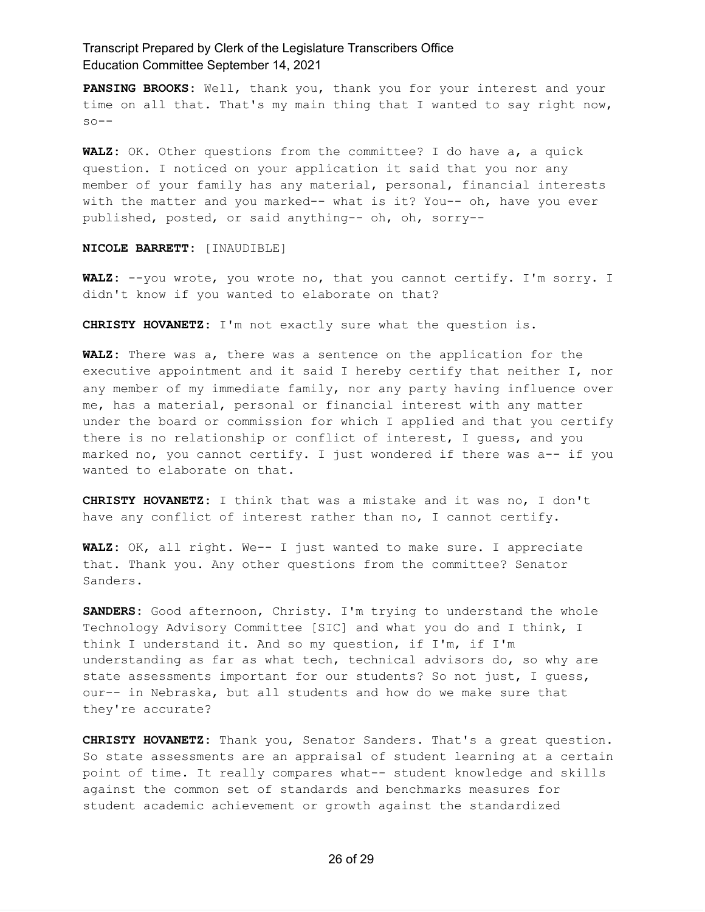**PANSING BROOKS:** Well, thank you, thank you for your interest and your time on all that. That's my main thing that I wanted to say right now, so--

**WALZ:** OK. Other questions from the committee? I do have a, a quick question. I noticed on your application it said that you nor any member of your family has any material, personal, financial interests with the matter and you marked-- what is it? You-- oh, have you ever published, posted, or said anything-- oh, oh, sorry--

**NICOLE BARRETT:** [INAUDIBLE]

**WALZ:** --you wrote, you wrote no, that you cannot certify. I'm sorry. I didn't know if you wanted to elaborate on that?

**CHRISTY HOVANETZ:** I'm not exactly sure what the question is.

**WALZ:** There was a, there was a sentence on the application for the executive appointment and it said I hereby certify that neither I, nor any member of my immediate family, nor any party having influence over me, has a material, personal or financial interest with any matter under the board or commission for which I applied and that you certify there is no relationship or conflict of interest, I guess, and you marked no, you cannot certify. I just wondered if there was a-- if you wanted to elaborate on that.

**CHRISTY HOVANETZ:** I think that was a mistake and it was no, I don't have any conflict of interest rather than no, I cannot certify.

**WALZ:** OK, all right. We-- I just wanted to make sure. I appreciate that. Thank you. Any other questions from the committee? Senator Sanders.

**SANDERS:** Good afternoon, Christy. I'm trying to understand the whole Technology Advisory Committee [SIC] and what you do and I think, I think I understand it. And so my question, if I'm, if I'm understanding as far as what tech, technical advisors do, so why are state assessments important for our students? So not just, I guess, our-- in Nebraska, but all students and how do we make sure that they're accurate?

**CHRISTY HOVANETZ:** Thank you, Senator Sanders. That's a great question. So state assessments are an appraisal of student learning at a certain point of time. It really compares what-- student knowledge and skills against the common set of standards and benchmarks measures for student academic achievement or growth against the standardized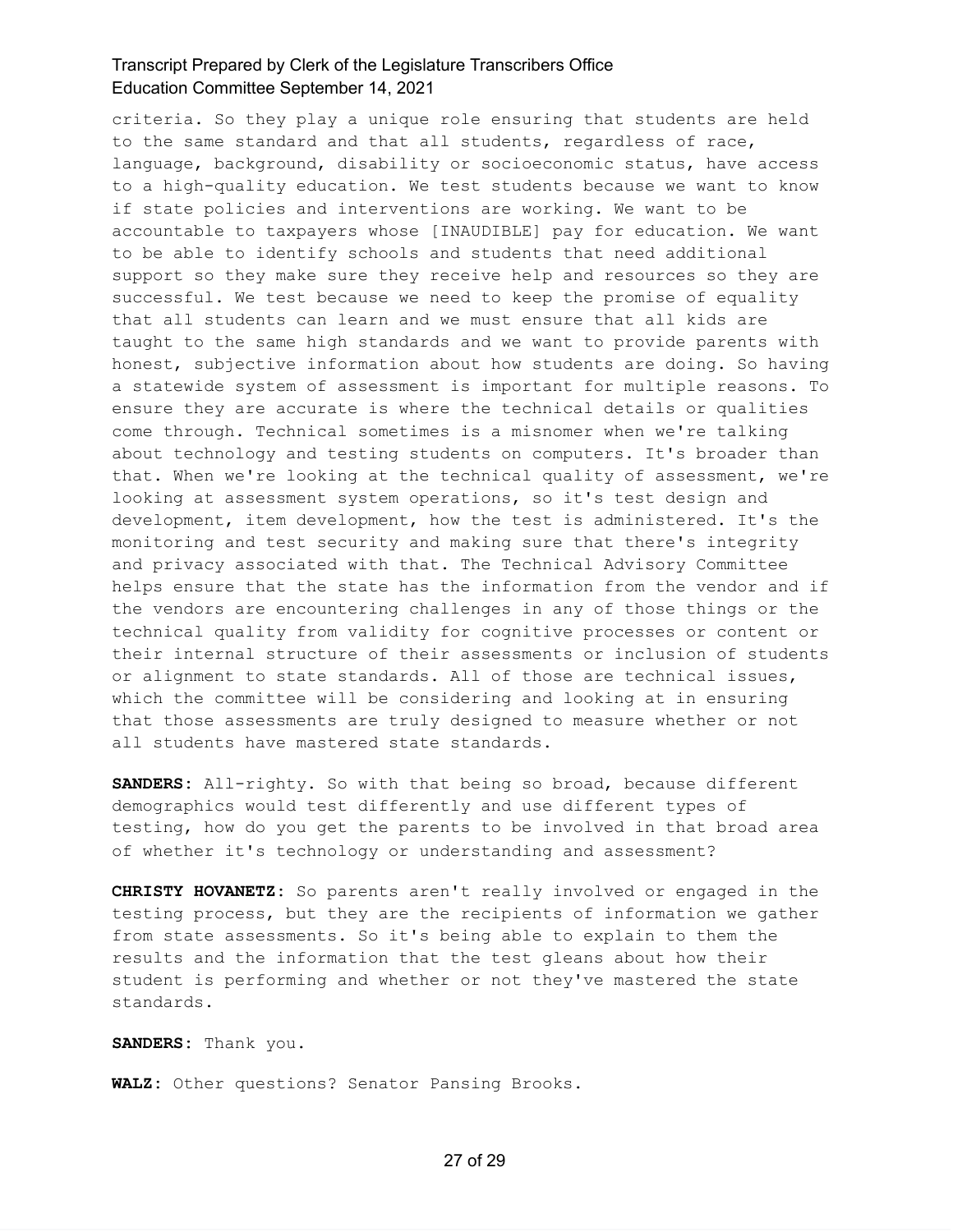criteria. So they play a unique role ensuring that students are held to the same standard and that all students, regardless of race, language, background, disability or socioeconomic status, have access to a high-quality education. We test students because we want to know if state policies and interventions are working. We want to be accountable to taxpayers whose [INAUDIBLE] pay for education. We want to be able to identify schools and students that need additional support so they make sure they receive help and resources so they are successful. We test because we need to keep the promise of equality that all students can learn and we must ensure that all kids are taught to the same high standards and we want to provide parents with honest, subjective information about how students are doing. So having a statewide system of assessment is important for multiple reasons. To ensure they are accurate is where the technical details or qualities come through. Technical sometimes is a misnomer when we're talking about technology and testing students on computers. It's broader than that. When we're looking at the technical quality of assessment, we're looking at assessment system operations, so it's test design and development, item development, how the test is administered. It's the monitoring and test security and making sure that there's integrity and privacy associated with that. The Technical Advisory Committee helps ensure that the state has the information from the vendor and if the vendors are encountering challenges in any of those things or the technical quality from validity for cognitive processes or content or their internal structure of their assessments or inclusion of students or alignment to state standards. All of those are technical issues, which the committee will be considering and looking at in ensuring that those assessments are truly designed to measure whether or not all students have mastered state standards.

**SANDERS:** All-righty. So with that being so broad, because different demographics would test differently and use different types of testing, how do you get the parents to be involved in that broad area of whether it's technology or understanding and assessment?

**CHRISTY HOVANETZ:** So parents aren't really involved or engaged in the testing process, but they are the recipients of information we gather from state assessments. So it's being able to explain to them the results and the information that the test gleans about how their student is performing and whether or not they've mastered the state standards.

**SANDERS:** Thank you.

**WALZ:** Other questions? Senator Pansing Brooks.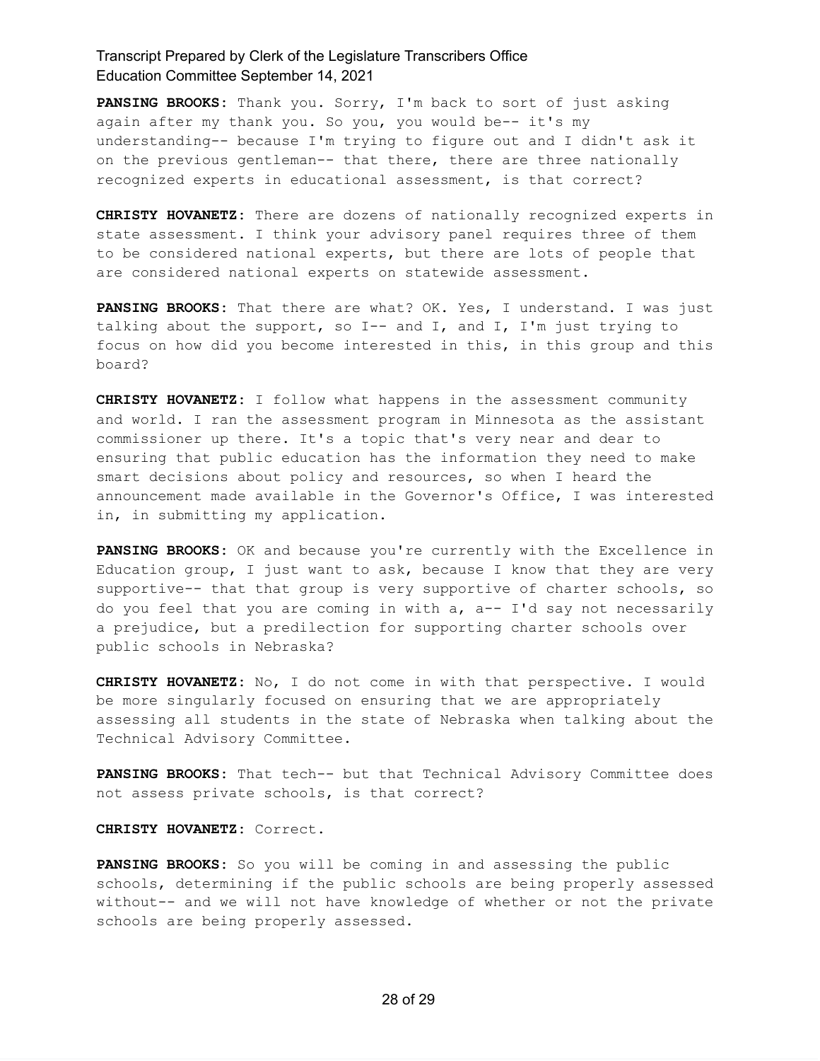**PANSING BROOKS:** Thank you. Sorry, I'm back to sort of just asking again after my thank you. So you, you would be-- it's my understanding-- because I'm trying to figure out and I didn't ask it on the previous gentleman-- that there, there are three nationally recognized experts in educational assessment, is that correct?

**CHRISTY HOVANETZ:** There are dozens of nationally recognized experts in state assessment. I think your advisory panel requires three of them to be considered national experts, but there are lots of people that are considered national experts on statewide assessment.

**PANSING BROOKS:** That there are what? OK. Yes, I understand. I was just talking about the support, so I-- and I, and I, I'm just trying to focus on how did you become interested in this, in this group and this board?

**CHRISTY HOVANETZ:** I follow what happens in the assessment community and world. I ran the assessment program in Minnesota as the assistant commissioner up there. It's a topic that's very near and dear to ensuring that public education has the information they need to make smart decisions about policy and resources, so when I heard the announcement made available in the Governor's Office, I was interested in, in submitting my application.

**PANSING BROOKS:** OK and because you're currently with the Excellence in Education group, I just want to ask, because I know that they are very supportive-- that that group is very supportive of charter schools, so do you feel that you are coming in with a, a-- I'd say not necessarily a prejudice, but a predilection for supporting charter schools over public schools in Nebraska?

**CHRISTY HOVANETZ:** No, I do not come in with that perspective. I would be more singularly focused on ensuring that we are appropriately assessing all students in the state of Nebraska when talking about the Technical Advisory Committee.

**PANSING BROOKS:** That tech-- but that Technical Advisory Committee does not assess private schools, is that correct?

**CHRISTY HOVANETZ:** Correct.

**PANSING BROOKS:** So you will be coming in and assessing the public schools, determining if the public schools are being properly assessed without-- and we will not have knowledge of whether or not the private schools are being properly assessed.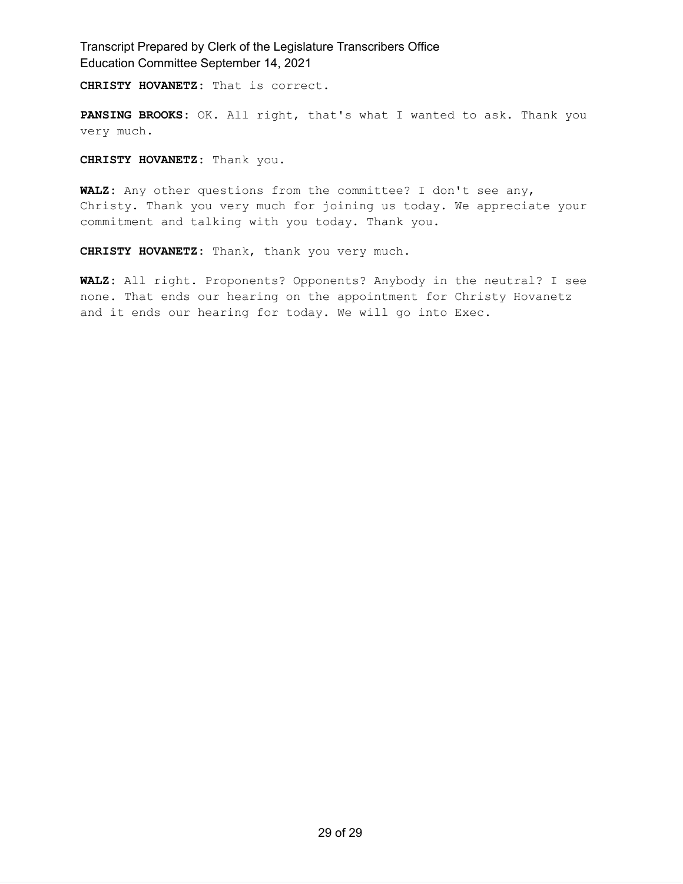**CHRISTY HOVANETZ:** That is correct.

**PANSING BROOKS:** OK. All right, that's what I wanted to ask. Thank you very much.

**CHRISTY HOVANETZ:** Thank you.

**WALZ:** Any other questions from the committee? I don't see any, Christy. Thank you very much for joining us today. We appreciate your commitment and talking with you today. Thank you.

**CHRISTY HOVANETZ:** Thank, thank you very much.

**WALZ:** All right. Proponents? Opponents? Anybody in the neutral? I see none. That ends our hearing on the appointment for Christy Hovanetz and it ends our hearing for today. We will go into Exec.